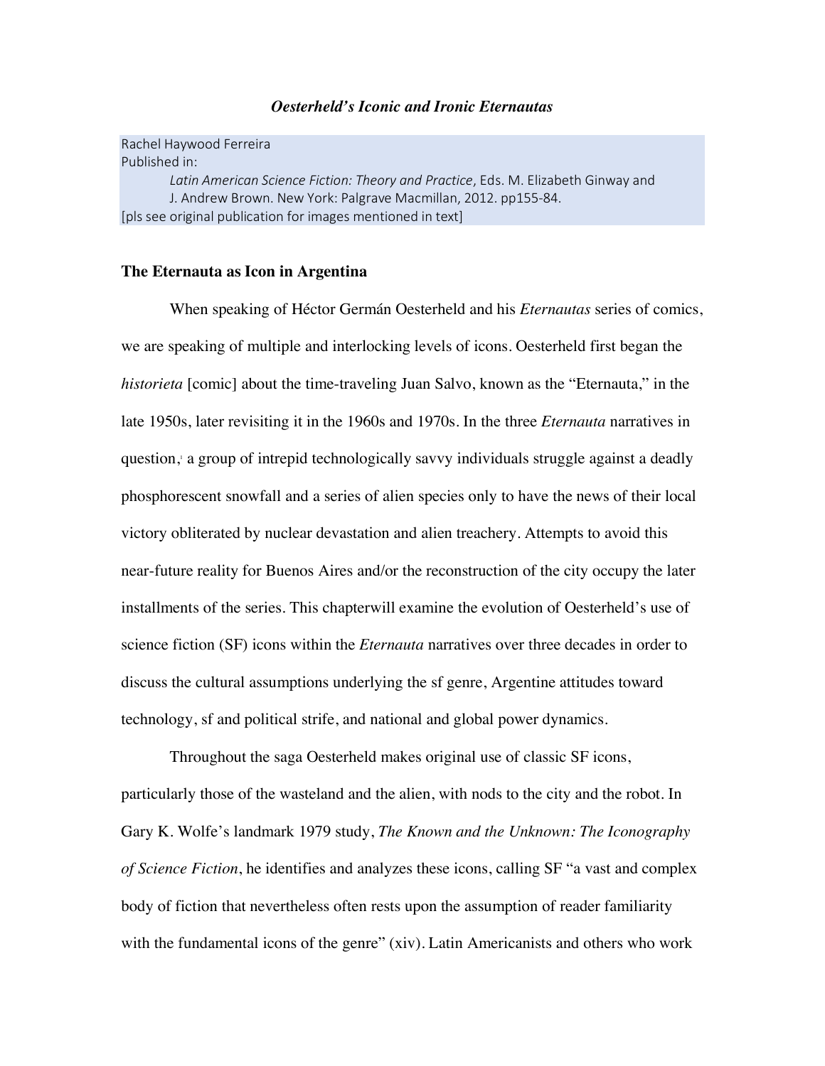***Oesterheld's Iconic and Ironic Eternautas***

Rachel Haywood Ferreira
Published in:
*Latin American Science Fiction: Theory and Practice*, Eds. M. Elizabeth Ginway and J. Andrew Brown. New York: Palgrave Macmillan, 2012. pp155-84.
[pls see original publication for images mentioned in text]

## The Eternauta as Icon in Argentina

When speaking of Héctor Germán Oesterheld and his *Eternautas* series of comics, we are speaking of multiple and interlocking levels of icons. Oesterheld first began the *historieta* [comic] about the time-traveling Juan Salvo, known as the "Eternauta," in the late 1950s, later revisiting it in the 1960s and 1970s. In the three *Eternauta* narratives in question,[1] a group of intrepid technologically savvy individuals struggle against a deadly phosphorescent snowfall and a series of alien species only to have the news of their local victory obliterated by nuclear devastation and alien treachery. Attempts to avoid this near-future reality for Buenos Aires and/or the reconstruction of the city occupy the later installments of the series. This chapterwill examine the evolution of Oesterheld's use of science fiction (SF) icons within the *Eternauta* narratives over three decades in order to discuss the cultural assumptions underlying the sf genre, Argentine attitudes toward technology, sf and political strife, and national and global power dynamics.

Throughout the saga Oesterheld makes original use of classic SF icons, particularly those of the wasteland and the alien, with nods to the city and the robot. In Gary K. Wolfe's landmark 1979 study, *The Known and the Unknown: The Iconography of Science Fiction*, he identifies and analyzes these icons, calling SF "a vast and complex body of fiction that nevertheless often rests upon the assumption of reader familiarity with the fundamental icons of the genre" (xiv). Latin Americanists and others who work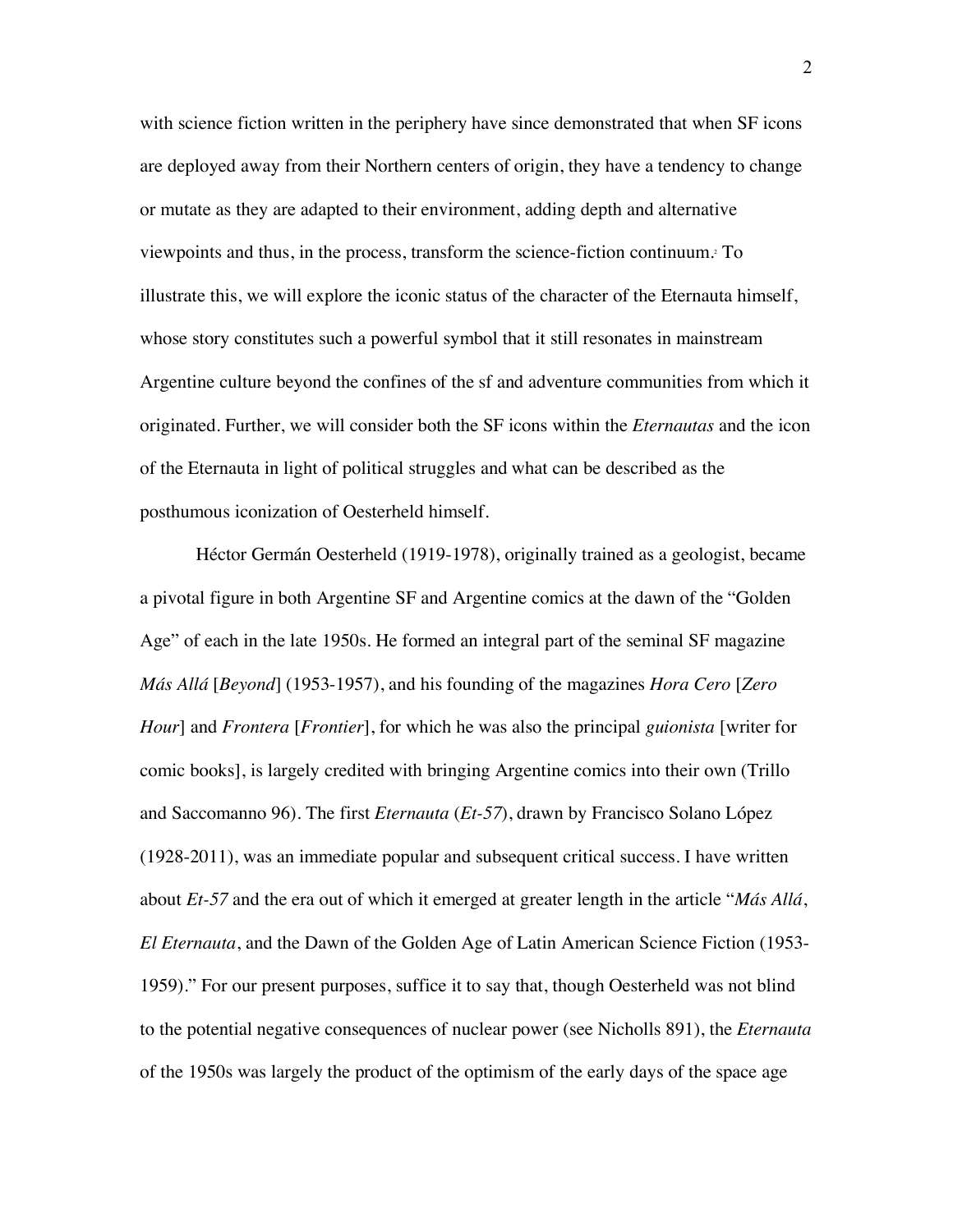with science fiction written in the periphery have since demonstrated that when SF icons are deployed away from their Northern centers of origin, they have a tendency to change or mutate as they are adapted to their environment, adding depth and alternative viewpoints and thus, in the process, transform the science-fiction continuum.[2] To illustrate this, we will explore the iconic status of the character of the Eternauta himself, whose story constitutes such a powerful symbol that it still resonates in mainstream Argentine culture beyond the confines of the sf and adventure communities from which it originated. Further, we will consider both the SF icons within the *Eternautas* and the icon of the Eternauta in light of political struggles and what can be described as the posthumous iconization of Oesterheld himself.

Héctor Germán Oesterheld (1919-1978), originally trained as a geologist, became a pivotal figure in both Argentine SF and Argentine comics at the dawn of the "Golden Age" of each in the late 1950s. He formed an integral part of the seminal SF magazine *Más Allá* [*Beyond*] (1953-1957), and his founding of the magazines *Hora Cero* [*Zero Hour*] and *Frontera* [*Frontier*], for which he was also the principal *guionista* [writer for comic books], is largely credited with bringing Argentine comics into their own (Trillo and Saccomanno 96). The first *Eternauta* (*Et-57*), drawn by Francisco Solano López (1928-2011), was an immediate popular and subsequent critical success. I have written about *Et-57* and the era out of which it emerged at greater length in the article "*Más Allá*, *El Eternauta*, and the Dawn of the Golden Age of Latin American Science Fiction (1953-1959)." For our present purposes, suffice it to say that, though Oesterheld was not blind to the potential negative consequences of nuclear power (see Nicholls 891), the *Eternauta* of the 1950s was largely the product of the optimism of the early days of the space age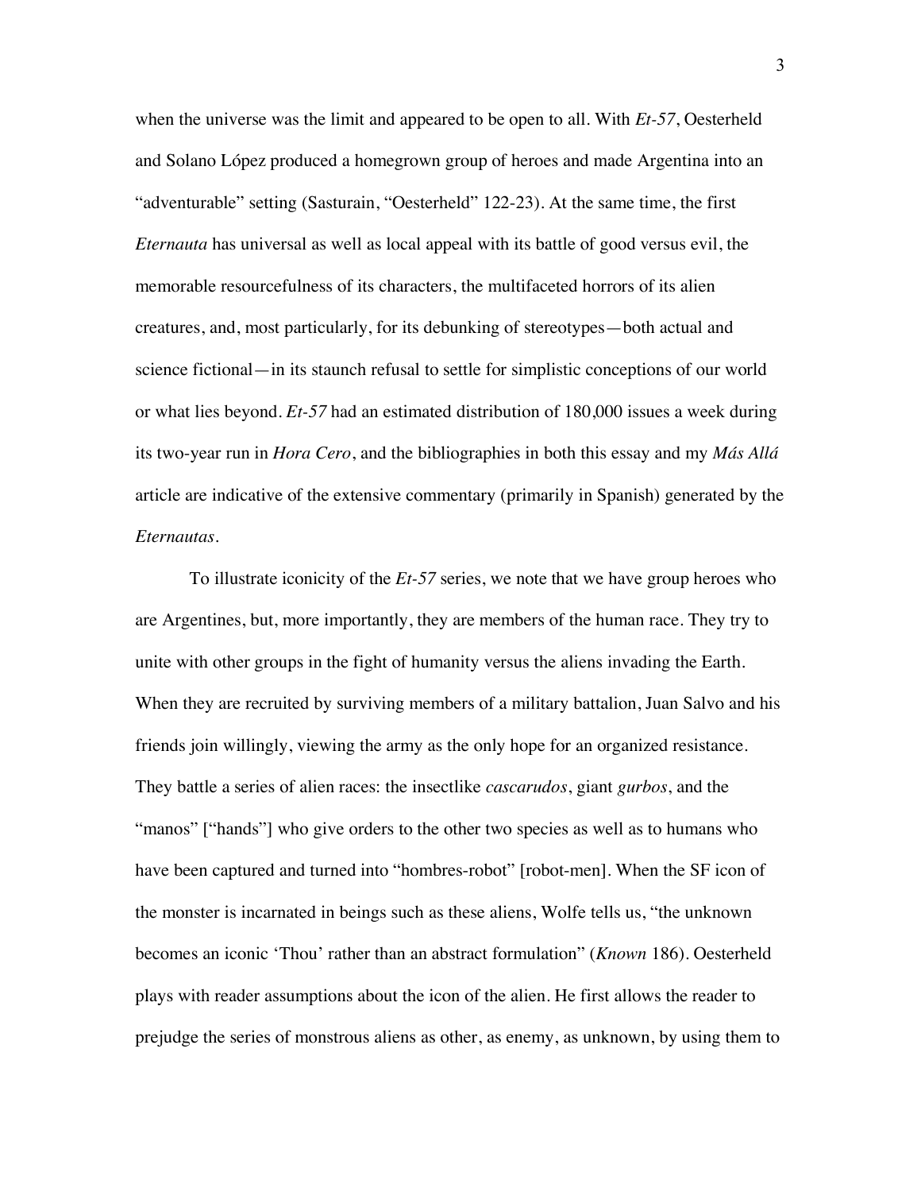when the universe was the limit and appeared to be open to all. With *Et-57*, Oesterheld and Solano López produced a homegrown group of heroes and made Argentina into an "adventurable" setting (Sasturain, "Oesterheld" 122-23). At the same time, the first *Eternauta* has universal as well as local appeal with its battle of good versus evil, the memorable resourcefulness of its characters, the multifaceted horrors of its alien creatures, and, most particularly, for its debunking of stereotypes—both actual and science fictional—in its staunch refusal to settle for simplistic conceptions of our world or what lies beyond. *Et-57* had an estimated distribution of 180,000 issues a week during its two-year run in *Hora Cero*, and the bibliographies in both this essay and my *Más Allá* article are indicative of the extensive commentary (primarily in Spanish) generated by the *Eternautas*.

To illustrate iconicity of the *Et-57* series, we note that we have group heroes who are Argentines, but, more importantly, they are members of the human race. They try to unite with other groups in the fight of humanity versus the aliens invading the Earth. When they are recruited by surviving members of a military battalion, Juan Salvo and his friends join willingly, viewing the army as the only hope for an organized resistance. They battle a series of alien races: the insectlike *cascarudos*, giant *gurbos*, and the "manos" ["hands"] who give orders to the other two species as well as to humans who have been captured and turned into "hombres-robot" [robot-men]. When the SF icon of the monster is incarnated in beings such as these aliens, Wolfe tells us, "the unknown becomes an iconic 'Thou' rather than an abstract formulation" (*Known* 186). Oesterheld plays with reader assumptions about the icon of the alien. He first allows the reader to prejudge the series of monstrous aliens as other, as enemy, as unknown, by using them to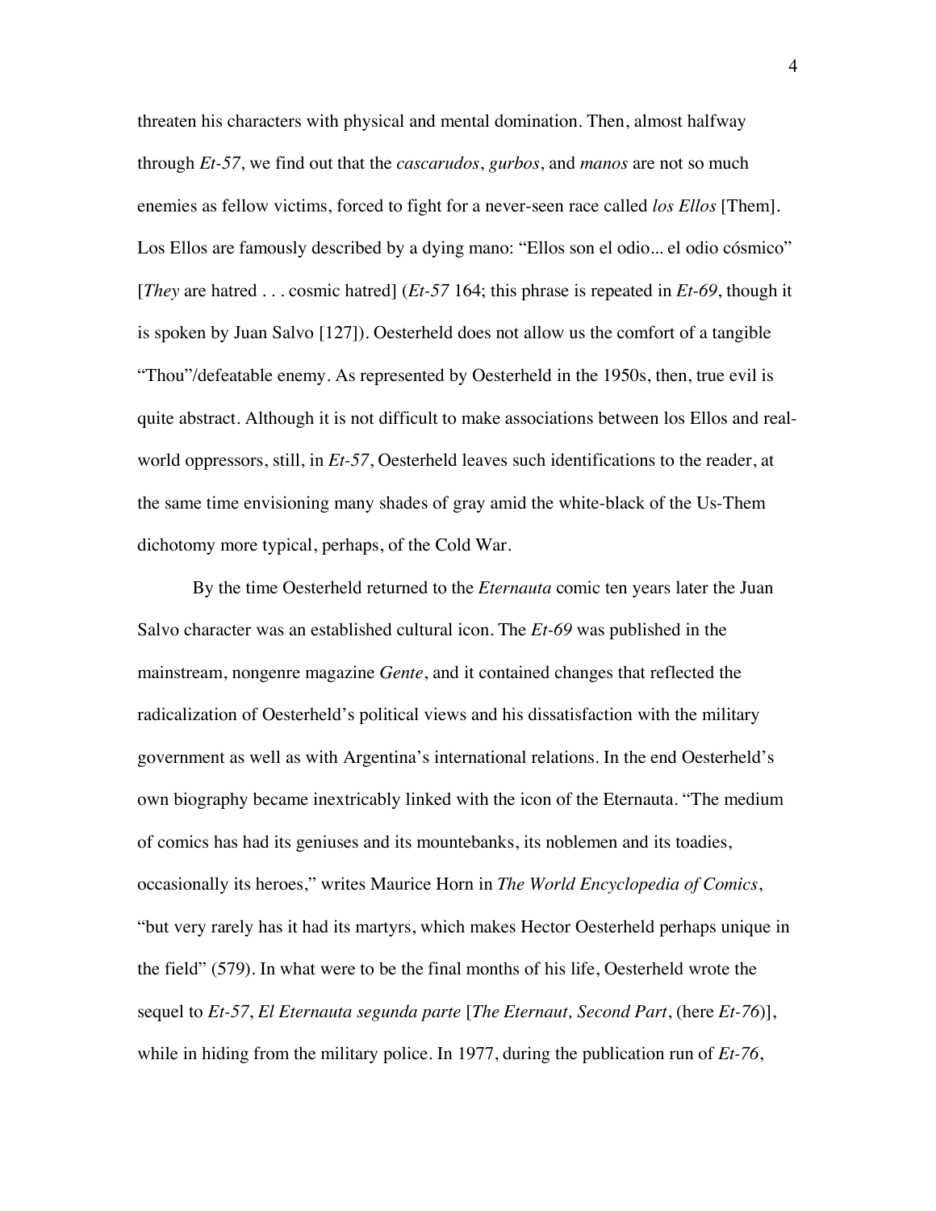threaten his characters with physical and mental domination. Then, almost halfway through *Et-57*, we find out that the *cascarudos*, *gurbos*, and *manos* are not so much enemies as fellow victims, forced to fight for a never-seen race called *los Ellos* [Them]. Los Ellos are famously described by a dying mano: "Ellos son el odio... el odio cósmico" [*They* are hatred . . . cosmic hatred] (*Et-57* 164; this phrase is repeated in *Et-69*, though it is spoken by Juan Salvo [127]). Oesterheld does not allow us the comfort of a tangible "Thou"/defeatable enemy. As represented by Oesterheld in the 1950s, then, true evil is quite abstract. Although it is not difficult to make associations between los Ellos and real-world oppressors, still, in *Et-57*, Oesterheld leaves such identifications to the reader, at the same time envisioning many shades of gray amid the white-black of the Us-Them dichotomy more typical, perhaps, of the Cold War.

By the time Oesterheld returned to the *Eternauta* comic ten years later the Juan Salvo character was an established cultural icon. The *Et-69* was published in the mainstream, nongenre magazine *Gente*, and it contained changes that reflected the radicalization of Oesterheld's political views and his dissatisfaction with the military government as well as with Argentina's international relations. In the end Oesterheld's own biography became inextricably linked with the icon of the Eternauta. "The medium of comics has had its geniuses and its mountebanks, its noblemen and its toadies, occasionally its heroes," writes Maurice Horn in *The World Encyclopedia of Comics*, "but very rarely has it had its martyrs, which makes Hector Oesterheld perhaps unique in the field" (579). In what were to be the final months of his life, Oesterheld wrote the sequel to *Et-57*, *El Eternauta segunda parte* [*The Eternaut, Second Part*, (here *Et-76*)], while in hiding from the military police. In 1977, during the publication run of *Et-76*,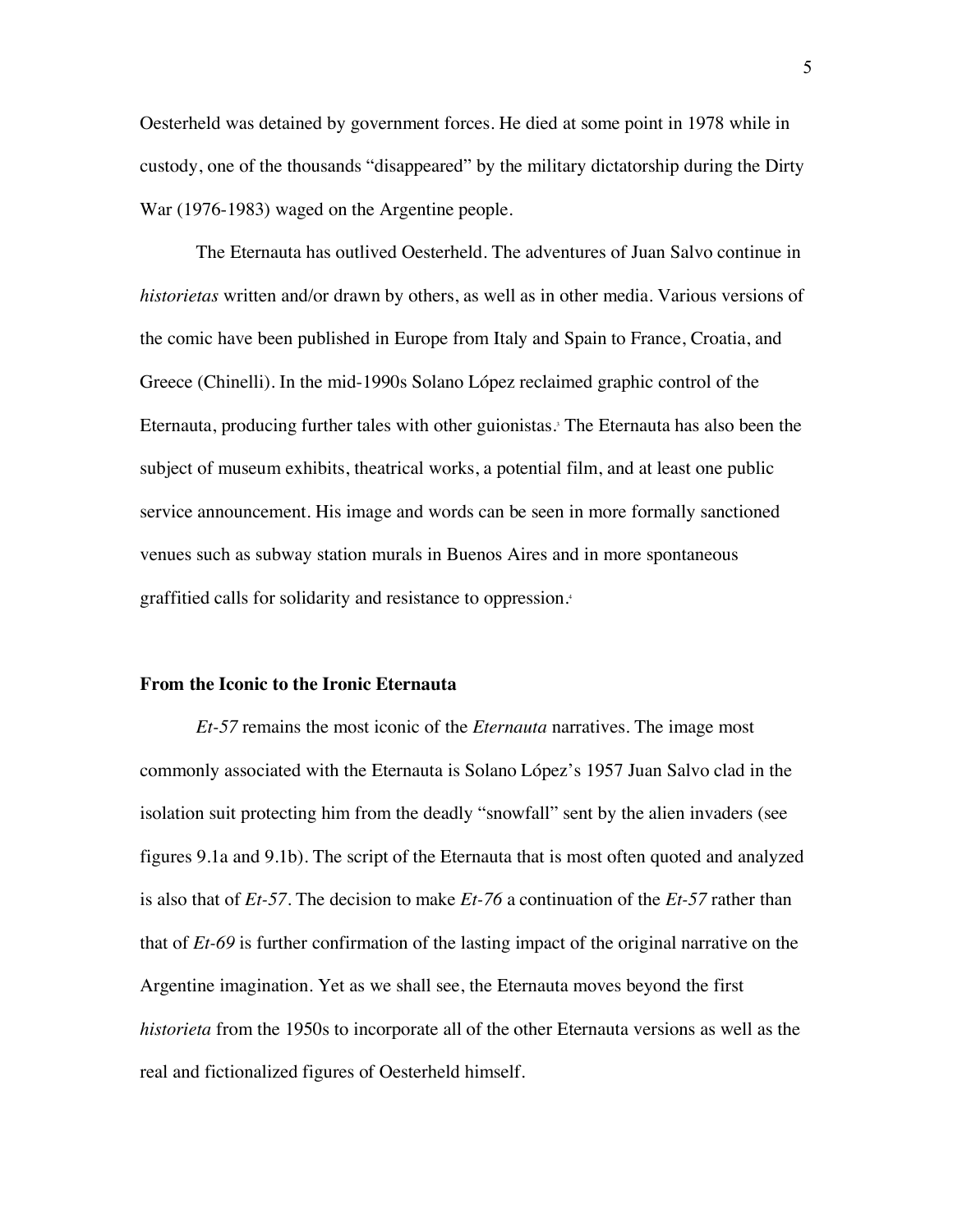Oesterheld was detained by government forces. He died at some point in 1978 while in custody, one of the thousands "disappeared" by the military dictatorship during the Dirty War (1976-1983) waged on the Argentine people.

The Eternauta has outlived Oesterheld. The adventures of Juan Salvo continue in *historietas* written and/or drawn by others, as well as in other media. Various versions of the comic have been published in Europe from Italy and Spain to France, Croatia, and Greece (Chinelli). In the mid-1990s Solano López reclaimed graphic control of the Eternauta, producing further tales with other guionistas.[3] The Eternauta has also been the subject of museum exhibits, theatrical works, a potential film, and at least one public service announcement. His image and words can be seen in more formally sanctioned venues such as subway station murals in Buenos Aires and in more spontaneous graffitied calls for solidarity and resistance to oppression.[4]

### From the Iconic to the Ironic Eternauta

*Et-57* remains the most iconic of the *Eternauta* narratives. The image most commonly associated with the Eternauta is Solano López's 1957 Juan Salvo clad in the isolation suit protecting him from the deadly "snowfall" sent by the alien invaders (see figures 9.1a and 9.1b). The script of the Eternauta that is most often quoted and analyzed is also that of *Et-57*. The decision to make *Et-76* a continuation of the *Et-57* rather than that of *Et-69* is further confirmation of the lasting impact of the original narrative on the Argentine imagination. Yet as we shall see, the Eternauta moves beyond the first *historieta* from the 1950s to incorporate all of the other Eternauta versions as well as the real and fictionalized figures of Oesterheld himself.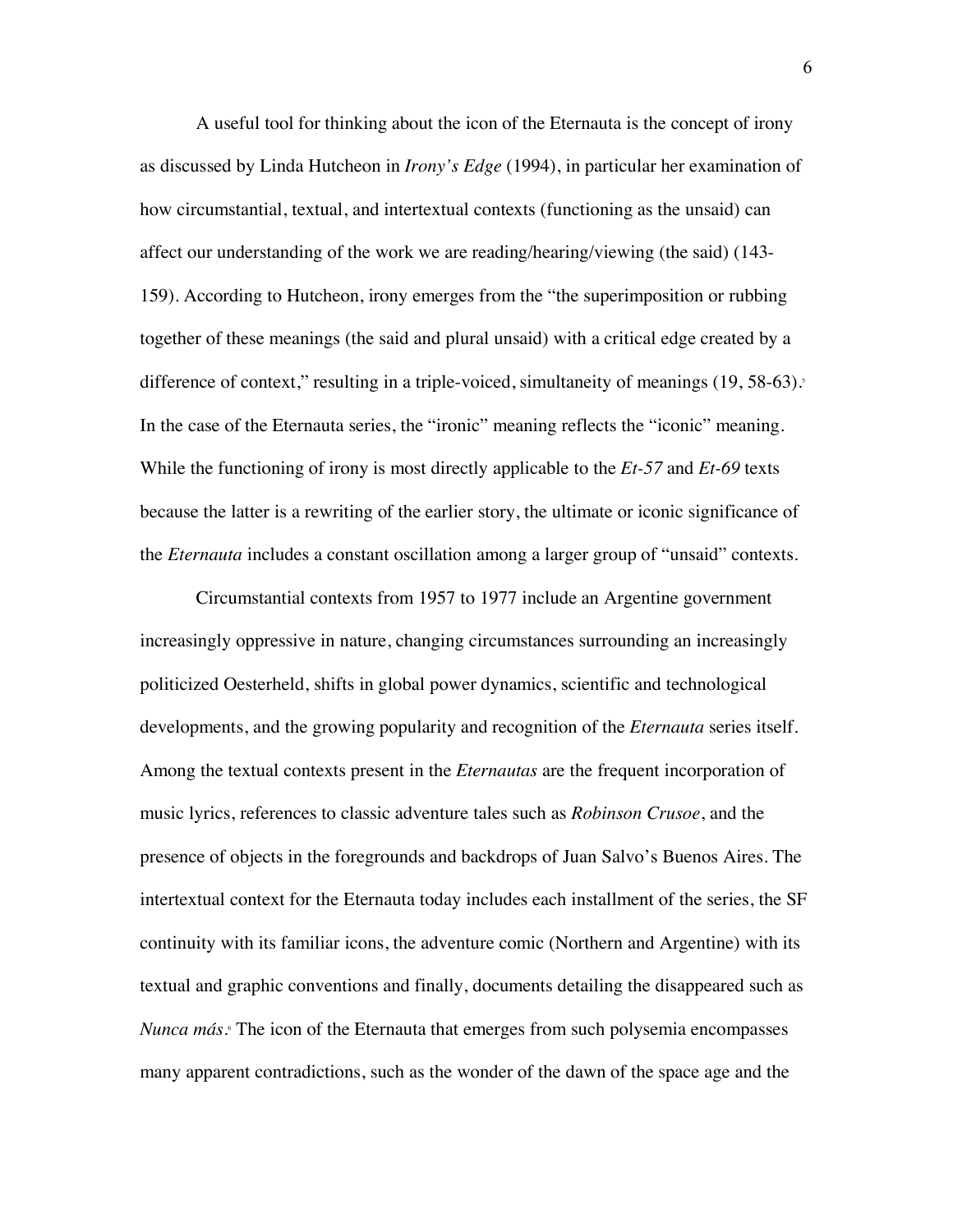A useful tool for thinking about the icon of the Eternauta is the concept of irony as discussed by Linda Hutcheon in *Irony's Edge* (1994), in particular her examination of how circumstantial, textual, and intertextual contexts (functioning as the unsaid) can affect our understanding of the work we are reading/hearing/viewing (the said) (143-159). According to Hutcheon, irony emerges from the "the superimposition or rubbing together of these meanings (the said and plural unsaid) with a critical edge created by a difference of context," resulting in a triple-voiced, simultaneity of meanings (19, 58-63).[5] In the case of the Eternauta series, the "ironic" meaning reflects the "iconic" meaning. While the functioning of irony is most directly applicable to the *Et-57* and *Et-69* texts because the latter is a rewriting of the earlier story, the ultimate or iconic significance of the *Eternauta* includes a constant oscillation among a larger group of "unsaid" contexts.

Circumstantial contexts from 1957 to 1977 include an Argentine government increasingly oppressive in nature, changing circumstances surrounding an increasingly politicized Oesterheld, shifts in global power dynamics, scientific and technological developments, and the growing popularity and recognition of the *Eternauta* series itself. Among the textual contexts present in the *Eternautas* are the frequent incorporation of music lyrics, references to classic adventure tales such as *Robinson Crusoe*, and the presence of objects in the foregrounds and backdrops of Juan Salvo's Buenos Aires. The intertextual context for the Eternauta today includes each installment of the series, the SF continuity with its familiar icons, the adventure comic (Northern and Argentine) with its textual and graphic conventions and finally, documents detailing the disappeared such as *Nunca más*.[6] The icon of the Eternauta that emerges from such polysemia encompasses many apparent contradictions, such as the wonder of the dawn of the space age and the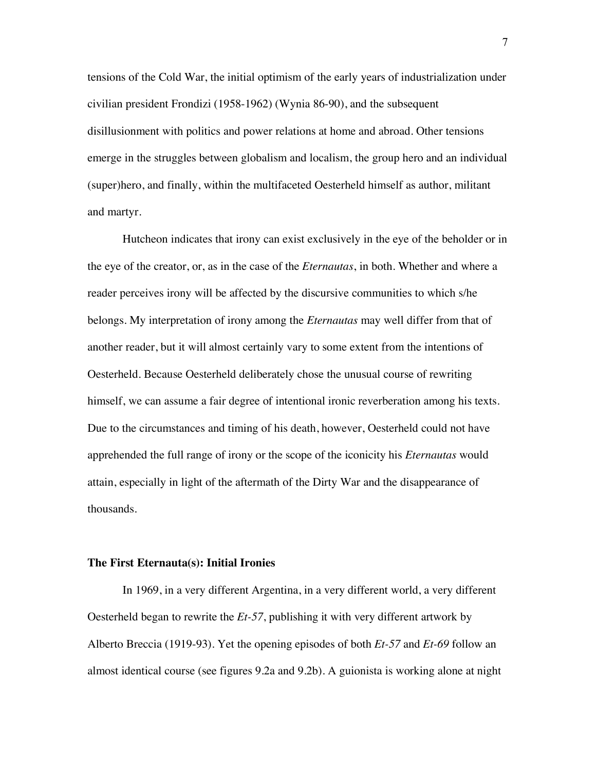tensions of the Cold War, the initial optimism of the early years of industrialization under civilian president Frondizi (1958-1962) (Wynia 86-90), and the subsequent disillusionment with politics and power relations at home and abroad. Other tensions emerge in the struggles between globalism and localism, the group hero and an individual (super)hero, and finally, within the multifaceted Oesterheld himself as author, militant and martyr.

Hutcheon indicates that irony can exist exclusively in the eye of the beholder or in the eye of the creator, or, as in the case of the *Eternautas*, in both. Whether and where a reader perceives irony will be affected by the discursive communities to which s/he belongs. My interpretation of irony among the *Eternautas* may well differ from that of another reader, but it will almost certainly vary to some extent from the intentions of Oesterheld. Because Oesterheld deliberately chose the unusual course of rewriting himself, we can assume a fair degree of intentional ironic reverberation among his texts. Due to the circumstances and timing of his death, however, Oesterheld could not have apprehended the full range of irony or the scope of the iconicity his *Eternautas* would attain, especially in light of the aftermath of the Dirty War and the disappearance of thousands.

### The First Eternauta(s): Initial Ironies

In 1969, in a very different Argentina, in a very different world, a very different Oesterheld began to rewrite the *Et-57*, publishing it with very different artwork by Alberto Breccia (1919-93). Yet the opening episodes of both *Et-57* and *Et-69* follow an almost identical course (see figures 9.2a and 9.2b). A guionista is working alone at night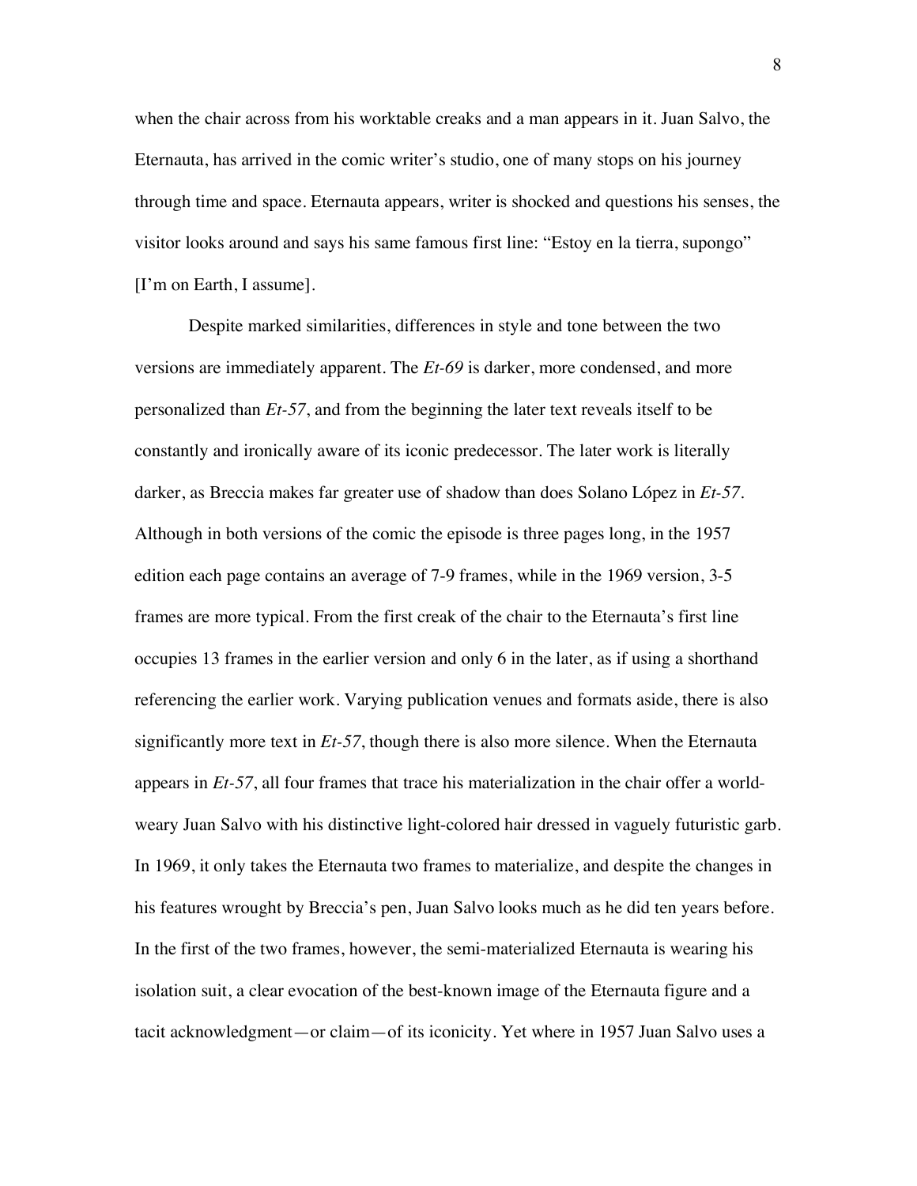when the chair across from his worktable creaks and a man appears in it. Juan Salvo, the Eternauta, has arrived in the comic writer's studio, one of many stops on his journey through time and space. Eternauta appears, writer is shocked and questions his senses, the visitor looks around and says his same famous first line: "Estoy en la tierra, supongo" [I'm on Earth, I assume].

Despite marked similarities, differences in style and tone between the two versions are immediately apparent. The *Et-69* is darker, more condensed, and more personalized than *Et-57*, and from the beginning the later text reveals itself to be constantly and ironically aware of its iconic predecessor. The later work is literally darker, as Breccia makes far greater use of shadow than does Solano López in *Et-57*. Although in both versions of the comic the episode is three pages long, in the 1957 edition each page contains an average of 7-9 frames, while in the 1969 version, 3-5 frames are more typical. From the first creak of the chair to the Eternauta's first line occupies 13 frames in the earlier version and only 6 in the later, as if using a shorthand referencing the earlier work. Varying publication venues and formats aside, there is also significantly more text in *Et-57*, though there is also more silence. When the Eternauta appears in *Et-57*, all four frames that trace his materialization in the chair offer a world-weary Juan Salvo with his distinctive light-colored hair dressed in vaguely futuristic garb. In 1969, it only takes the Eternauta two frames to materialize, and despite the changes in his features wrought by Breccia's pen, Juan Salvo looks much as he did ten years before. In the first of the two frames, however, the semi-materialized Eternauta is wearing his isolation suit, a clear evocation of the best-known image of the Eternauta figure and a tacit acknowledgment—or claim—of its iconicity. Yet where in 1957 Juan Salvo uses a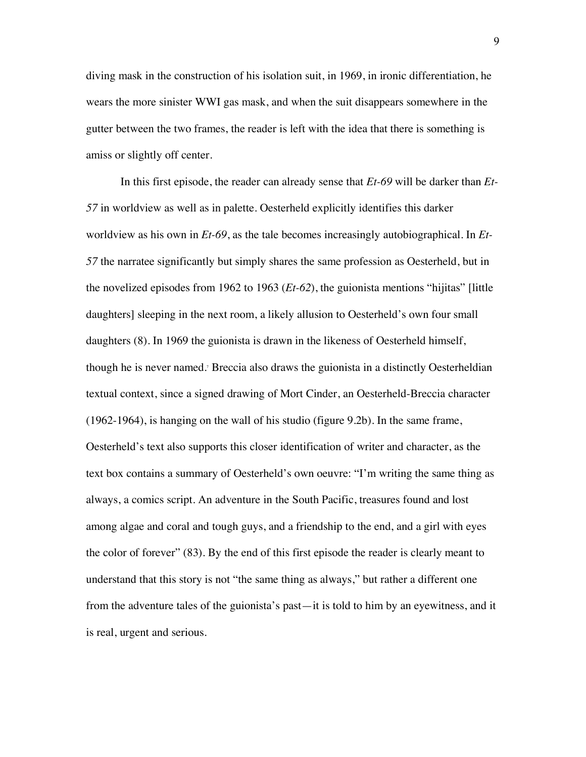diving mask in the construction of his isolation suit, in 1969, in ironic differentiation, he wears the more sinister WWI gas mask, and when the suit disappears somewhere in the gutter between the two frames, the reader is left with the idea that there is something is amiss or slightly off center.

In this first episode, the reader can already sense that *Et-69* will be darker than *Et-57* in worldview as well as in palette. Oesterheld explicitly identifies this darker worldview as his own in *Et-69*, as the tale becomes increasingly autobiographical. In *Et-57* the narratee significantly but simply shares the same profession as Oesterheld, but in the novelized episodes from 1962 to 1963 (*Et-62*), the guionista mentions "hijitas" [little daughters] sleeping in the next room, a likely allusion to Oesterheld's own four small daughters (8). In 1969 the guionista is drawn in the likeness of Oesterheld himself, though he is never named.[7] Breccia also draws the guionista in a distinctly Oesterheldian textual context, since a signed drawing of Mort Cinder, an Oesterheld-Breccia character (1962-1964), is hanging on the wall of his studio (figure 9.2b). In the same frame, Oesterheld's text also supports this closer identification of writer and character, as the text box contains a summary of Oesterheld's own oeuvre: "I'm writing the same thing as always, a comics script. An adventure in the South Pacific, treasures found and lost among algae and coral and tough guys, and a friendship to the end, and a girl with eyes the color of forever" (83). By the end of this first episode the reader is clearly meant to understand that this story is not "the same thing as always," but rather a different one from the adventure tales of the guionista's past—it is told to him by an eyewitness, and it is real, urgent and serious.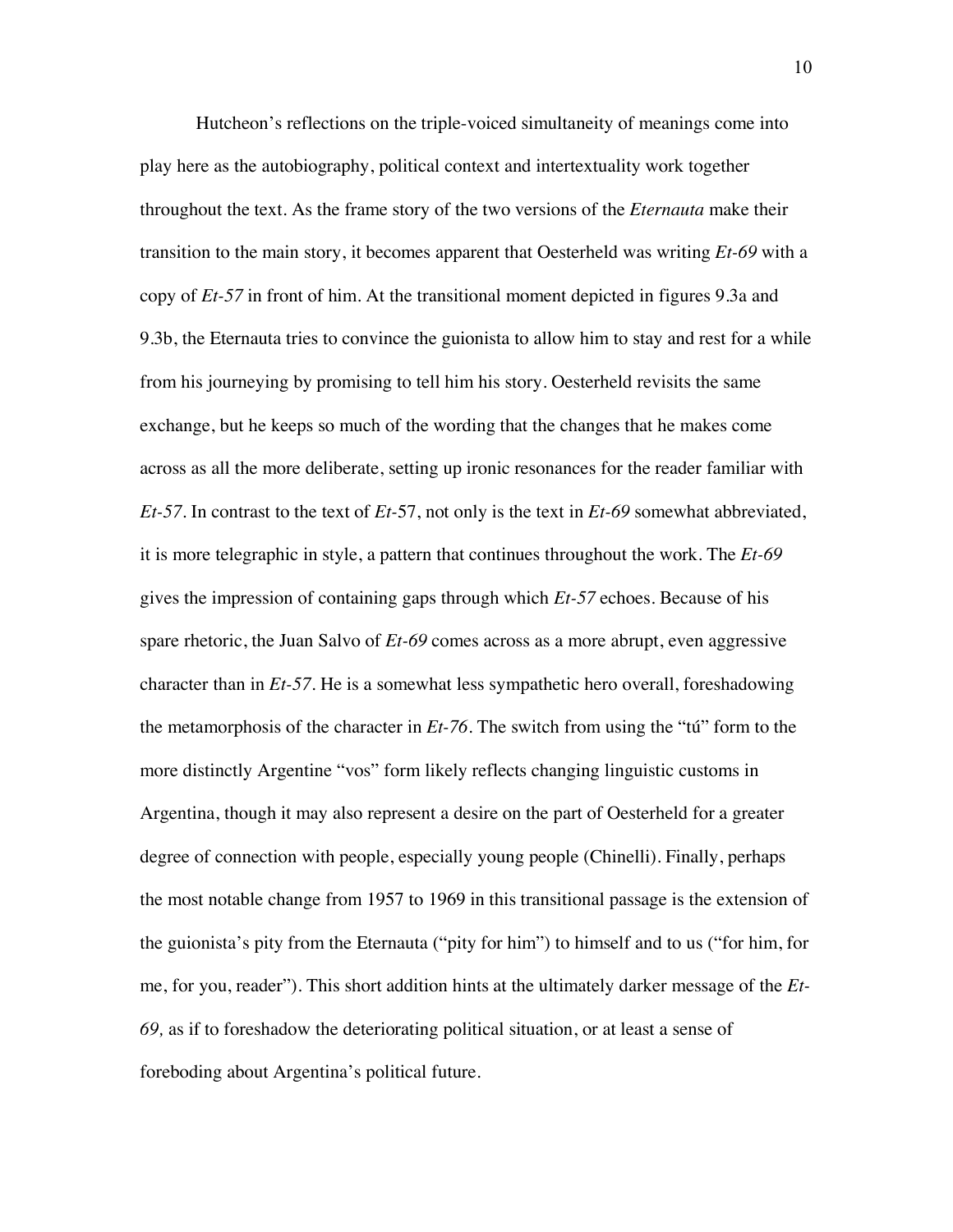Hutcheon's reflections on the triple-voiced simultaneity of meanings come into play here as the autobiography, political context and intertextuality work together throughout the text. As the frame story of the two versions of the *Eternauta* make their transition to the main story, it becomes apparent that Oesterheld was writing *Et-69* with a copy of *Et-57* in front of him. At the transitional moment depicted in figures 9.3a and 9.3b, the Eternauta tries to convince the guionista to allow him to stay and rest for a while from his journeying by promising to tell him his story. Oesterheld revisits the same exchange, but he keeps so much of the wording that the changes that he makes come across as all the more deliberate, setting up ironic resonances for the reader familiar with *Et-57*. In contrast to the text of *Et*-57, not only is the text in *Et-69* somewhat abbreviated, it is more telegraphic in style, a pattern that continues throughout the work. The *Et-69* gives the impression of containing gaps through which *Et-57* echoes. Because of his spare rhetoric, the Juan Salvo of *Et-69* comes across as a more abrupt, even aggressive character than in *Et-57*. He is a somewhat less sympathetic hero overall, foreshadowing the metamorphosis of the character in *Et-76*. The switch from using the "tú" form to the more distinctly Argentine "vos" form likely reflects changing linguistic customs in Argentina, though it may also represent a desire on the part of Oesterheld for a greater degree of connection with people, especially young people (Chinelli). Finally, perhaps the most notable change from 1957 to 1969 in this transitional passage is the extension of the guionista's pity from the Eternauta ("pity for him") to himself and to us ("for him, for me, for you, reader"). This short addition hints at the ultimately darker message of the *Et-69,* as if to foreshadow the deteriorating political situation, or at least a sense of foreboding about Argentina's political future.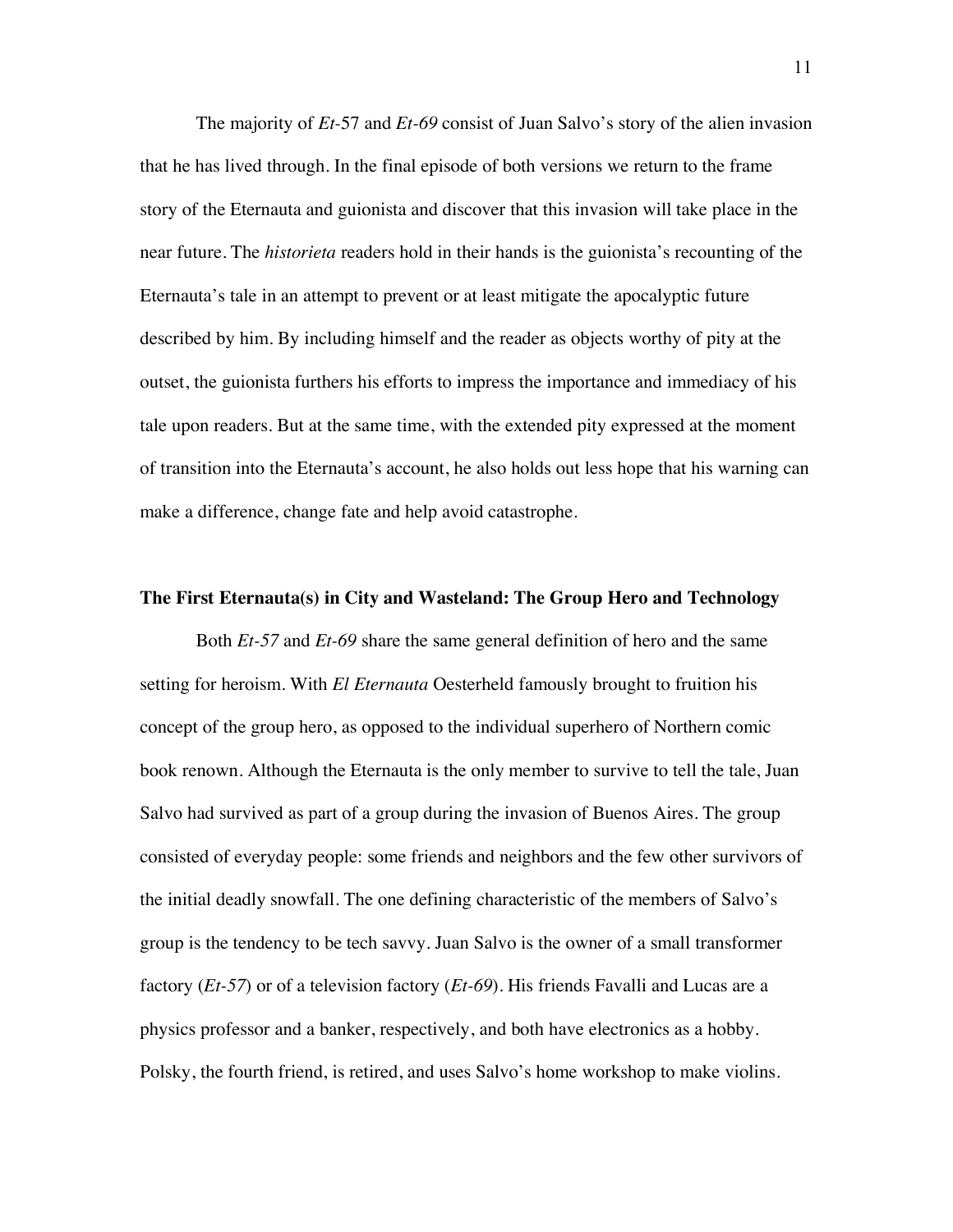The majority of *Et*-57 and *Et-69* consist of Juan Salvo's story of the alien invasion that he has lived through. In the final episode of both versions we return to the frame story of the Eternauta and guionista and discover that this invasion will take place in the near future. The *historieta* readers hold in their hands is the guionista's recounting of the Eternauta's tale in an attempt to prevent or at least mitigate the apocalyptic future described by him. By including himself and the reader as objects worthy of pity at the outset, the guionista furthers his efforts to impress the importance and immediacy of his tale upon readers. But at the same time, with the extended pity expressed at the moment of transition into the Eternauta's account, he also holds out less hope that his warning can make a difference, change fate and help avoid catastrophe.

## The First Eternauta(s) in City and Wasteland: The Group Hero and Technology

Both *Et-57* and *Et-69* share the same general definition of hero and the same setting for heroism. With *El Eternauta* Oesterheld famously brought to fruition his concept of the group hero, as opposed to the individual superhero of Northern comic book renown. Although the Eternauta is the only member to survive to tell the tale, Juan Salvo had survived as part of a group during the invasion of Buenos Aires. The group consisted of everyday people: some friends and neighbors and the few other survivors of the initial deadly snowfall. The one defining characteristic of the members of Salvo's group is the tendency to be tech savvy. Juan Salvo is the owner of a small transformer factory (*Et-57*) or of a television factory (*Et-69*). His friends Favalli and Lucas are a physics professor and a banker, respectively, and both have electronics as a hobby. Polsky, the fourth friend, is retired, and uses Salvo's home workshop to make violins.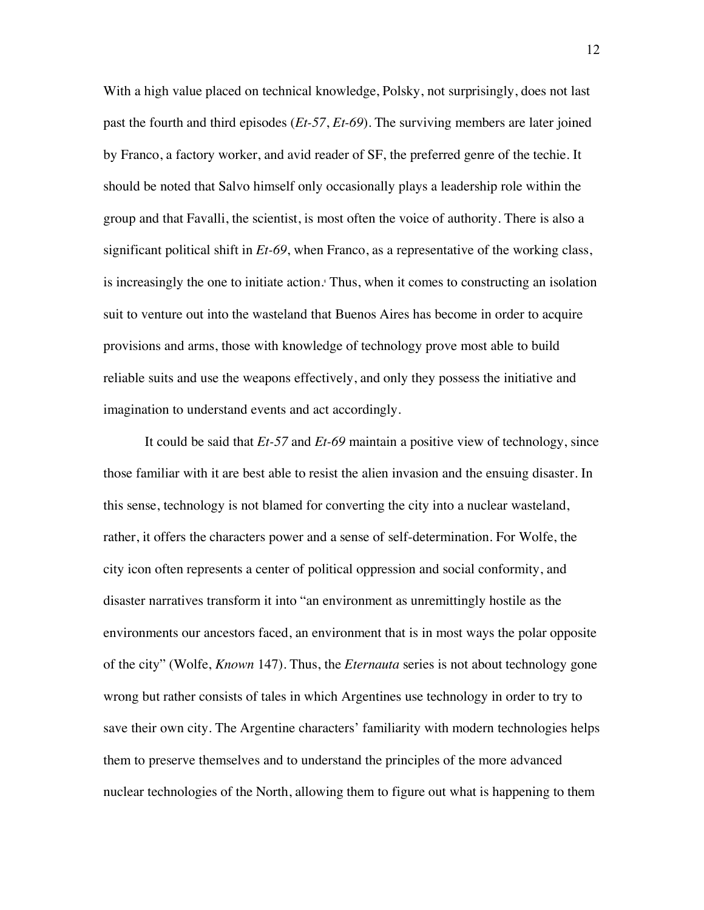With a high value placed on technical knowledge, Polsky, not surprisingly, does not last past the fourth and third episodes (*Et-57*, *Et-69*). The surviving members are later joined by Franco, a factory worker, and avid reader of SF, the preferred genre of the techie. It should be noted that Salvo himself only occasionally plays a leadership role within the group and that Favalli, the scientist, is most often the voice of authority. There is also a significant political shift in *Et-69*, when Franco, as a representative of the working class, is increasingly the one to initiate action.[8] Thus, when it comes to constructing an isolation suit to venture out into the wasteland that Buenos Aires has become in order to acquire provisions and arms, those with knowledge of technology prove most able to build reliable suits and use the weapons effectively, and only they possess the initiative and imagination to understand events and act accordingly.

It could be said that *Et-57* and *Et-69* maintain a positive view of technology, since those familiar with it are best able to resist the alien invasion and the ensuing disaster. In this sense, technology is not blamed for converting the city into a nuclear wasteland, rather, it offers the characters power and a sense of self-determination. For Wolfe, the city icon often represents a center of political oppression and social conformity, and disaster narratives transform it into "an environment as unremittingly hostile as the environments our ancestors faced, an environment that is in most ways the polar opposite of the city" (Wolfe, *Known* 147). Thus, the *Eternauta* series is not about technology gone wrong but rather consists of tales in which Argentines use technology in order to try to save their own city. The Argentine characters' familiarity with modern technologies helps them to preserve themselves and to understand the principles of the more advanced nuclear technologies of the North, allowing them to figure out what is happening to them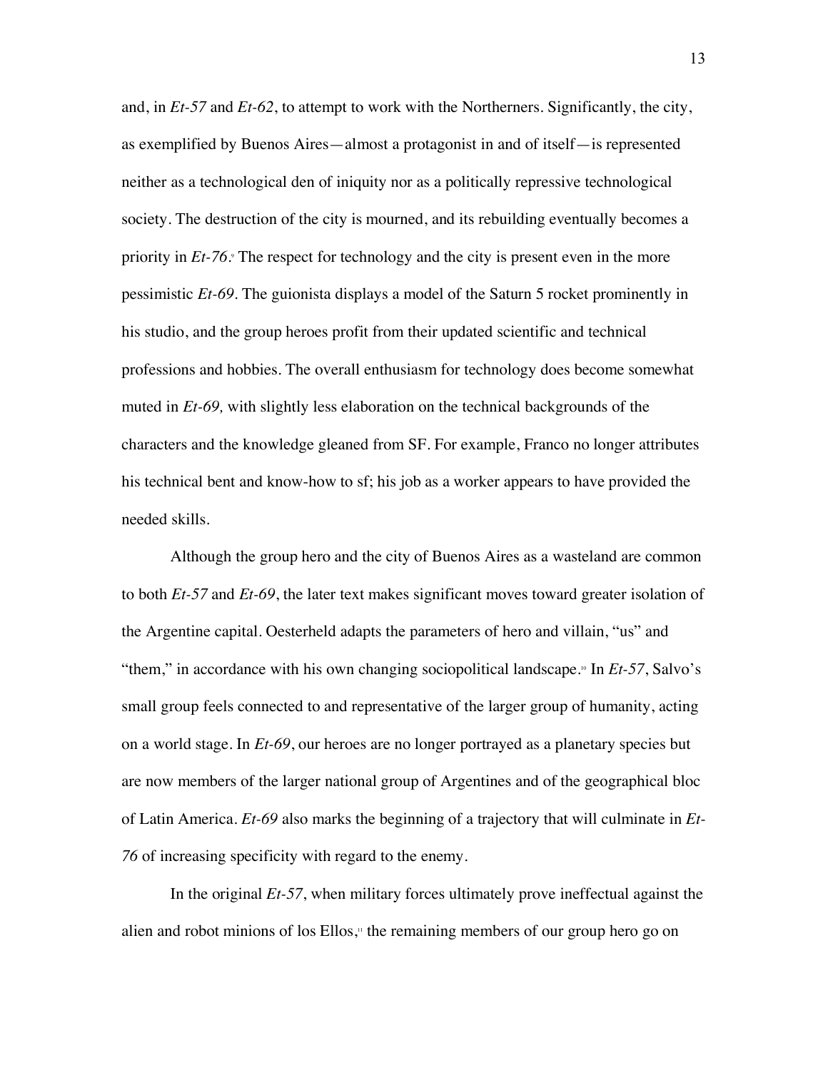and, in *Et-57* and *Et-62*, to attempt to work with the Northerners. Significantly, the city, as exemplified by Buenos Aires—almost a protagonist in and of itself—is represented neither as a technological den of iniquity nor as a politically repressive technological society. The destruction of the city is mourned, and its rebuilding eventually becomes a priority in *Et-76*.[9] The respect for technology and the city is present even in the more pessimistic *Et-69*. The guionista displays a model of the Saturn 5 rocket prominently in his studio, and the group heroes profit from their updated scientific and technical professions and hobbies. The overall enthusiasm for technology does become somewhat muted in *Et-69,* with slightly less elaboration on the technical backgrounds of the characters and the knowledge gleaned from SF. For example, Franco no longer attributes his technical bent and know-how to sf; his job as a worker appears to have provided the needed skills.

Although the group hero and the city of Buenos Aires as a wasteland are common to both *Et-57* and *Et-69*, the later text makes significant moves toward greater isolation of the Argentine capital. Oesterheld adapts the parameters of hero and villain, "us" and "them," in accordance with his own changing sociopolitical landscape.[10] In *Et-57*, Salvo's small group feels connected to and representative of the larger group of humanity, acting on a world stage. In *Et-69*, our heroes are no longer portrayed as a planetary species but are now members of the larger national group of Argentines and of the geographical bloc of Latin America. *Et-69* also marks the beginning of a trajectory that will culminate in *Et-76* of increasing specificity with regard to the enemy.

In the original *Et-57*, when military forces ultimately prove ineffectual against the alien and robot minions of los Ellos,[11] the remaining members of our group hero go on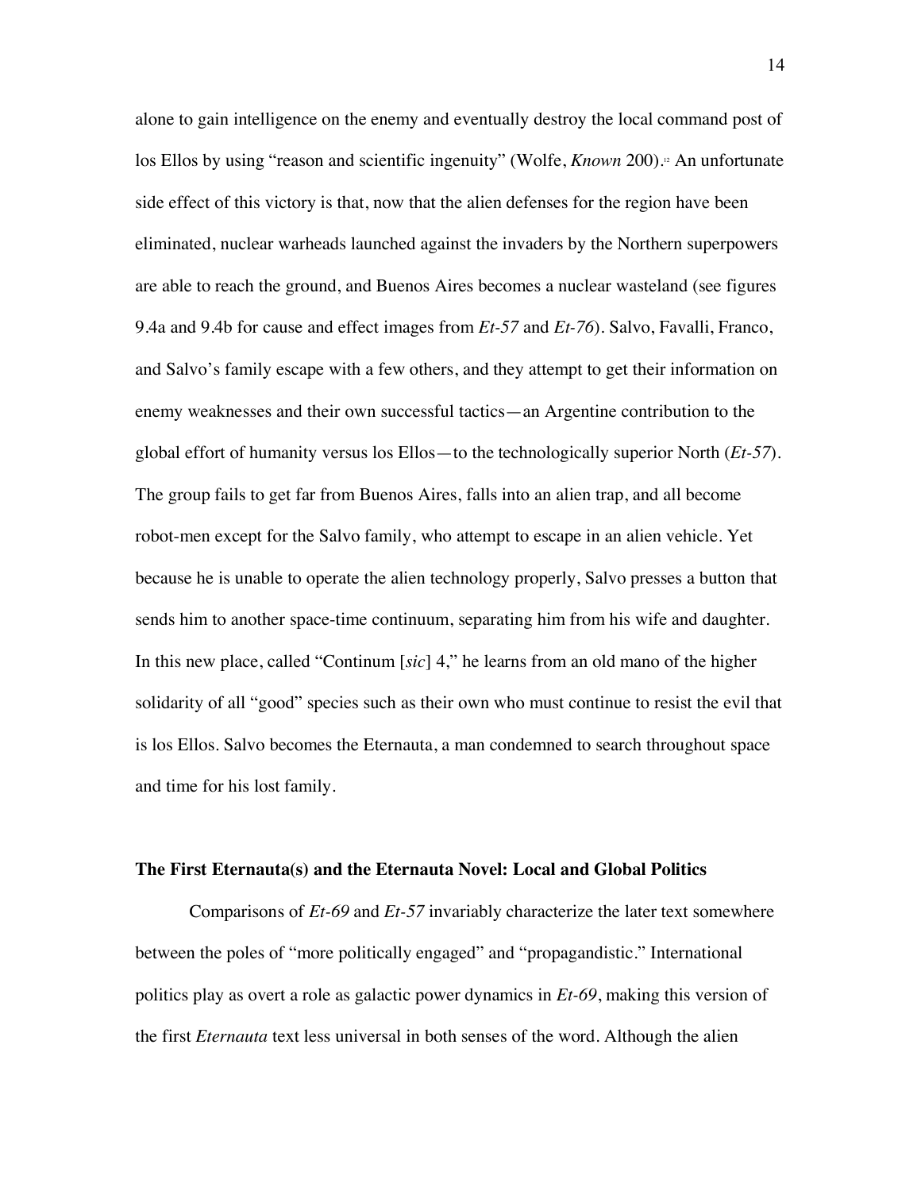alone to gain intelligence on the enemy and eventually destroy the local command post of los Ellos by using "reason and scientific ingenuity" (Wolfe, *Known* 200).[12] An unfortunate side effect of this victory is that, now that the alien defenses for the region have been eliminated, nuclear warheads launched against the invaders by the Northern superpowers are able to reach the ground, and Buenos Aires becomes a nuclear wasteland (see figures 9.4a and 9.4b for cause and effect images from *Et-57* and *Et-76*). Salvo, Favalli, Franco, and Salvo's family escape with a few others, and they attempt to get their information on enemy weaknesses and their own successful tactics—an Argentine contribution to the global effort of humanity versus los Ellos—to the technologically superior North (*Et-57*). The group fails to get far from Buenos Aires, falls into an alien trap, and all become robot-men except for the Salvo family, who attempt to escape in an alien vehicle. Yet because he is unable to operate the alien technology properly, Salvo presses a button that sends him to another space-time continuum, separating him from his wife and daughter. In this new place, called "Continum [*sic*] 4," he learns from an old mano of the higher solidarity of all "good" species such as their own who must continue to resist the evil that is los Ellos. Salvo becomes the Eternauta, a man condemned to search throughout space and time for his lost family.

**The First Eternauta(s) and the Eternauta Novel: Local and Global Politics**

Comparisons of *Et-69* and *Et-57* invariably characterize the later text somewhere between the poles of "more politically engaged" and "propagandistic." International politics play as overt a role as galactic power dynamics in *Et-69*, making this version of the first *Eternauta* text less universal in both senses of the word. Although the alien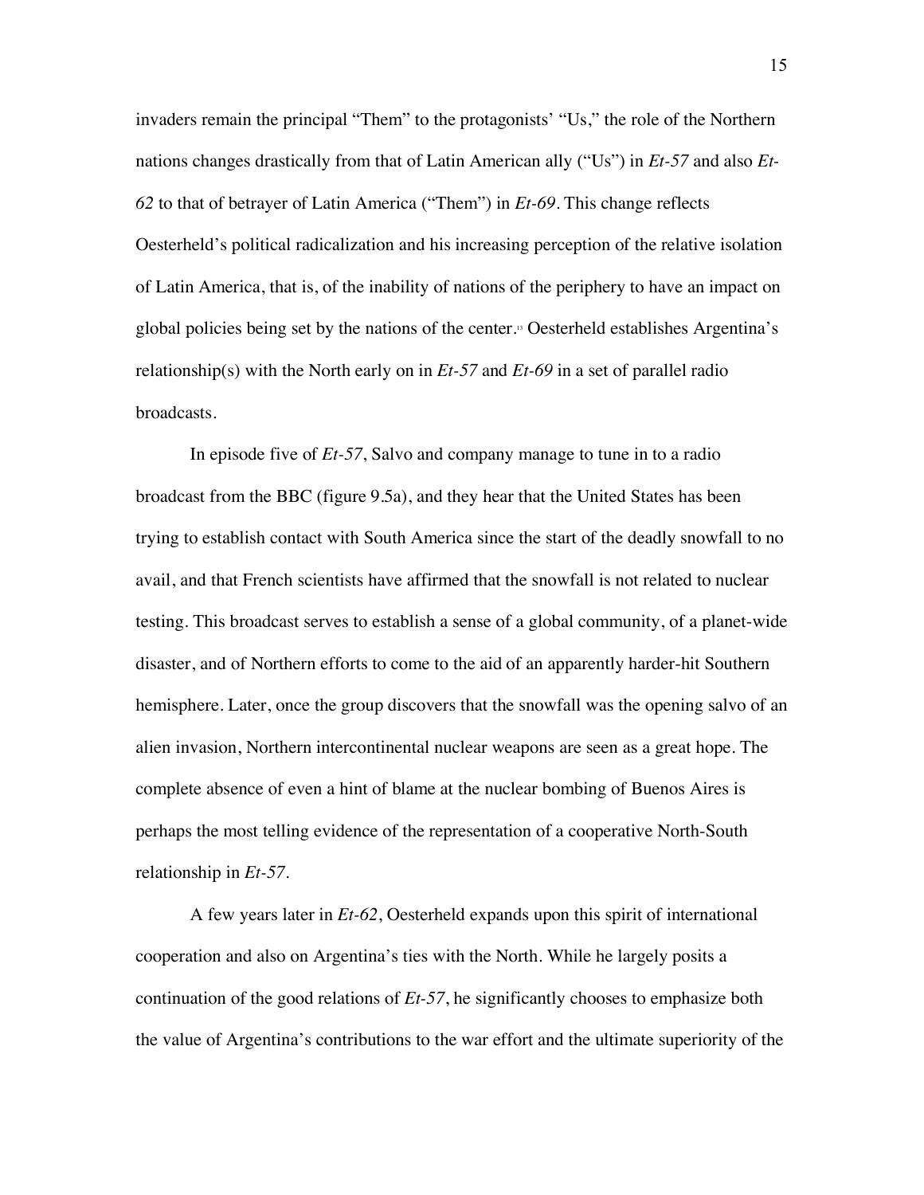invaders remain the principal "Them" to the protagonists' "Us," the role of the Northern nations changes drastically from that of Latin American ally ("Us") in *Et-57* and also *Et-62* to that of betrayer of Latin America ("Them") in *Et-69*. This change reflects Oesterheld's political radicalization and his increasing perception of the relative isolation of Latin America, that is, of the inability of nations of the periphery to have an impact on global policies being set by the nations of the center.[13] Oesterheld establishes Argentina's relationship(s) with the North early on in *Et-57* and *Et-69* in a set of parallel radio broadcasts.

In episode five of *Et-57*, Salvo and company manage to tune in to a radio broadcast from the BBC (figure 9.5a), and they hear that the United States has been trying to establish contact with South America since the start of the deadly snowfall to no avail, and that French scientists have affirmed that the snowfall is not related to nuclear testing. This broadcast serves to establish a sense of a global community, of a planet-wide disaster, and of Northern efforts to come to the aid of an apparently harder-hit Southern hemisphere. Later, once the group discovers that the snowfall was the opening salvo of an alien invasion, Northern intercontinental nuclear weapons are seen as a great hope. The complete absence of even a hint of blame at the nuclear bombing of Buenos Aires is perhaps the most telling evidence of the representation of a cooperative North-South relationship in *Et-57*.

A few years later in *Et-62*, Oesterheld expands upon this spirit of international cooperation and also on Argentina's ties with the North. While he largely posits a continuation of the good relations of *Et-57*, he significantly chooses to emphasize both the value of Argentina's contributions to the war effort and the ultimate superiority of the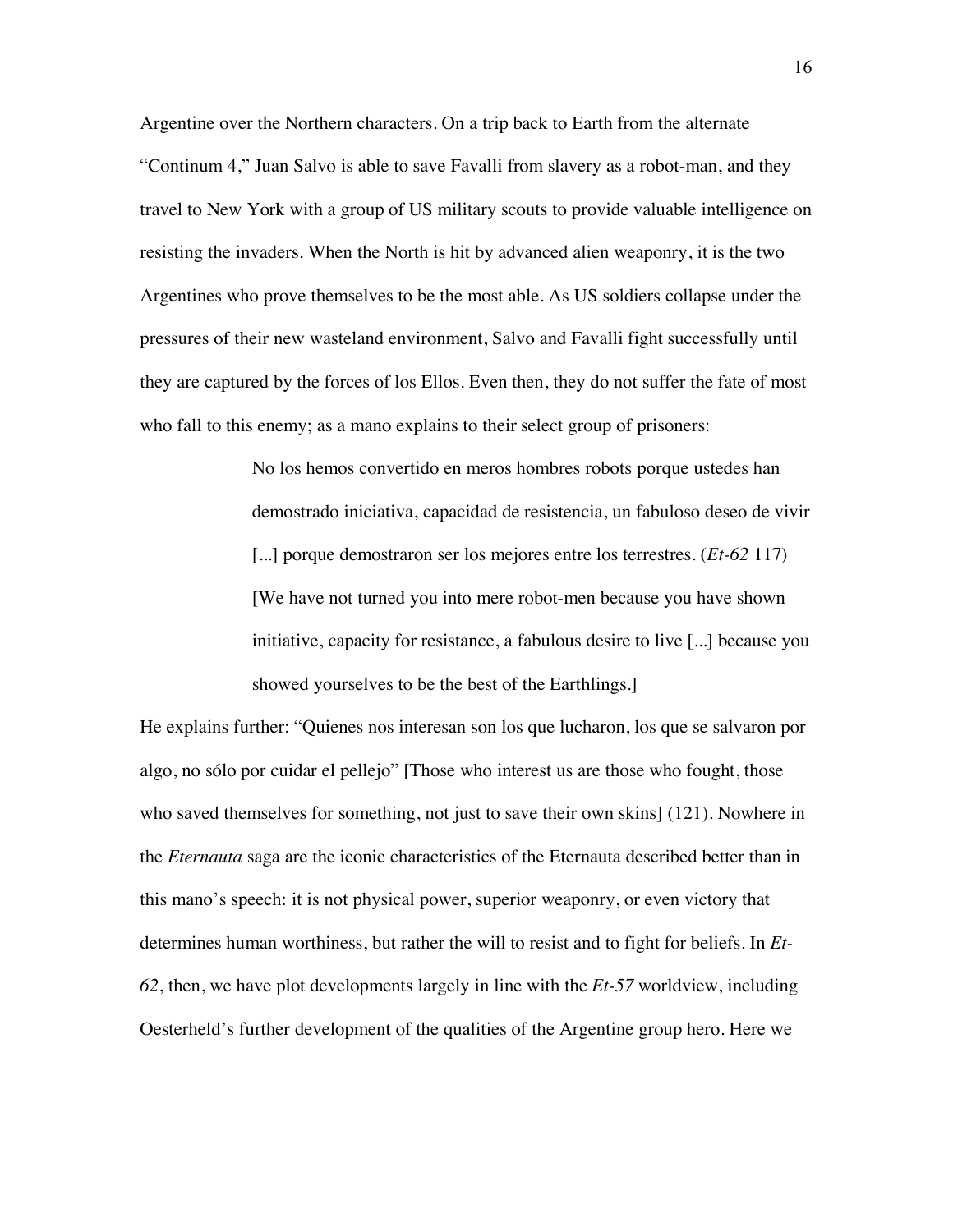Argentine over the Northern characters. On a trip back to Earth from the alternate "Continum 4," Juan Salvo is able to save Favalli from slavery as a robot-man, and they travel to New York with a group of US military scouts to provide valuable intelligence on resisting the invaders. When the North is hit by advanced alien weaponry, it is the two Argentines who prove themselves to be the most able. As US soldiers collapse under the pressures of their new wasteland environment, Salvo and Favalli fight successfully until they are captured by the forces of los Ellos. Even then, they do not suffer the fate of most who fall to this enemy; as a mano explains to their select group of prisoners:

> No los hemos convertido en meros hombres robots porque ustedes han demostrado iniciativa, capacidad de resistencia, un fabuloso deseo de vivir [...] porque demostraron ser los mejores entre los terrestres. (*Et-62* 117) [We have not turned you into mere robot-men because you have shown initiative, capacity for resistance, a fabulous desire to live [...] because you showed yourselves to be the best of the Earthlings.]

He explains further: "Quienes nos interesan son los que lucharon, los que se salvaron por algo, no sólo por cuidar el pellejo" [Those who interest us are those who fought, those who saved themselves for something, not just to save their own skins] (121). Nowhere in the *Eternauta* saga are the iconic characteristics of the Eternauta described better than in this mano's speech: it is not physical power, superior weaponry, or even victory that determines human worthiness, but rather the will to resist and to fight for beliefs. In *Et-62*, then, we have plot developments largely in line with the *Et-57* worldview, including Oesterheld's further development of the qualities of the Argentine group hero. Here we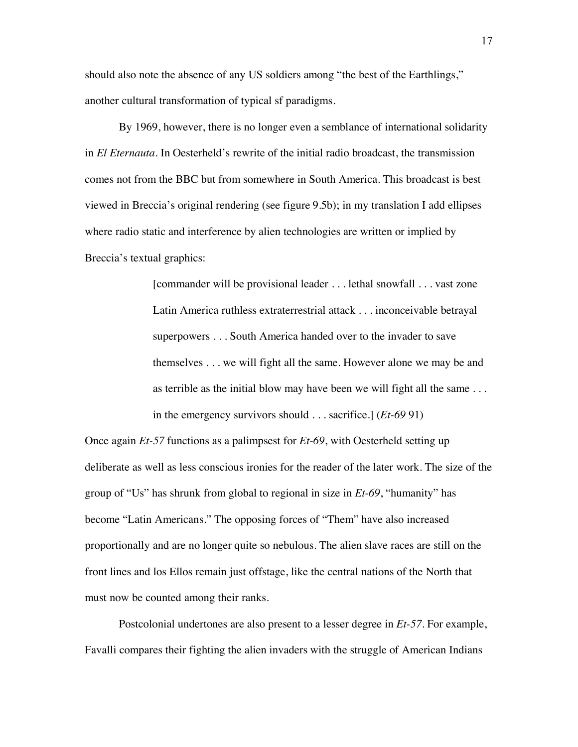should also note the absence of any US soldiers among "the best of the Earthlings," another cultural transformation of typical sf paradigms.

By 1969, however, there is no longer even a semblance of international solidarity in *El Eternauta*. In Oesterheld's rewrite of the initial radio broadcast, the transmission comes not from the BBC but from somewhere in South America. This broadcast is best viewed in Breccia's original rendering (see figure 9.5b); in my translation I add ellipses where radio static and interference by alien technologies are written or implied by Breccia's textual graphics:

> [commander will be provisional leader . . . lethal snowfall . . . vast zone Latin America ruthless extraterrestrial attack . . . inconceivable betrayal superpowers . . . South America handed over to the invader to save themselves . . . we will fight all the same. However alone we may be and as terrible as the initial blow may have been we will fight all the same . . . in the emergency survivors should . . . sacrifice.] (*Et-69* 91)

Once again *Et-57* functions as a palimpsest for *Et-69*, with Oesterheld setting up deliberate as well as less conscious ironies for the reader of the later work. The size of the group of "Us" has shrunk from global to regional in size in *Et-69*, "humanity" has become "Latin Americans." The opposing forces of "Them" have also increased proportionally and are no longer quite so nebulous. The alien slave races are still on the front lines and los Ellos remain just offstage, like the central nations of the North that must now be counted among their ranks.

Postcolonial undertones are also present to a lesser degree in *Et-57*. For example, Favalli compares their fighting the alien invaders with the struggle of American Indians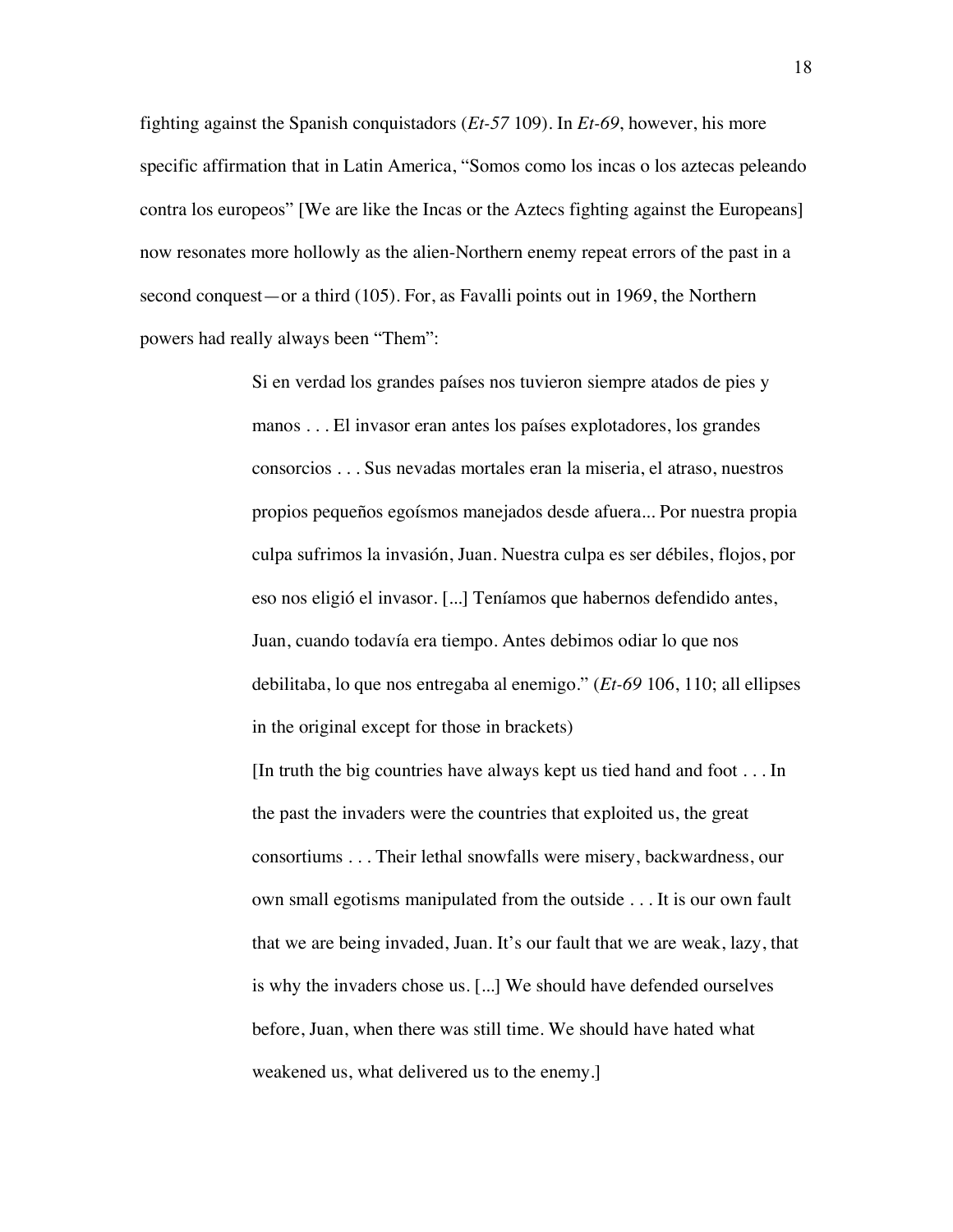fighting against the Spanish conquistadors (*Et-57* 109). In *Et-69*, however, his more specific affirmation that in Latin America, "Somos como los incas o los aztecas peleando contra los europeos" [We are like the Incas or the Aztecs fighting against the Europeans] now resonates more hollowly as the alien-Northern enemy repeat errors of the past in a second conquest—or a third (105). For, as Favalli points out in 1969, the Northern powers had really always been "Them":

> Si en verdad los grandes países nos tuvieron siempre atados de pies y manos . . . El invasor eran antes los países explotadores, los grandes consorcios . . . Sus nevadas mortales eran la miseria, el atraso, nuestros propios pequeños egoísmos manejados desde afuera... Por nuestra propia culpa sufrimos la invasión, Juan. Nuestra culpa es ser débiles, flojos, por eso nos eligió el invasor. [...] Teníamos que habernos defendido antes, Juan, cuando todavía era tiempo. Antes debimos odiar lo que nos debilitaba, lo que nos entregaba al enemigo." (*Et-69* 106, 110; all ellipses in the original except for those in brackets)
>
> [In truth the big countries have always kept us tied hand and foot . . . In the past the invaders were the countries that exploited us, the great consortiums . . . Their lethal snowfalls were misery, backwardness, our own small egotisms manipulated from the outside . . . It is our own fault that we are being invaded, Juan. It's our fault that we are weak, lazy, that is why the invaders chose us. [...] We should have defended ourselves before, Juan, when there was still time. We should have hated what weakened us, what delivered us to the enemy.]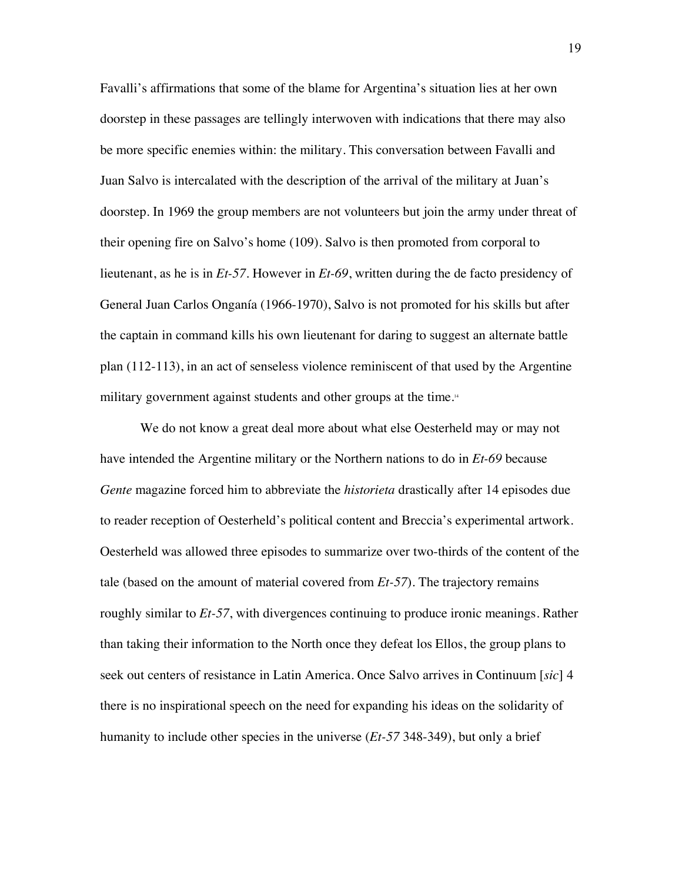Favalli's affirmations that some of the blame for Argentina's situation lies at her own doorstep in these passages are tellingly interwoven with indications that there may also be more specific enemies within: the military. This conversation between Favalli and Juan Salvo is intercalated with the description of the arrival of the military at Juan's doorstep. In 1969 the group members are not volunteers but join the army under threat of their opening fire on Salvo's home (109). Salvo is then promoted from corporal to lieutenant, as he is in *Et-57*. However in *Et-69*, written during the de facto presidency of General Juan Carlos Onganía (1966-1970), Salvo is not promoted for his skills but after the captain in command kills his own lieutenant for daring to suggest an alternate battle plan (112-113), in an act of senseless violence reminiscent of that used by the Argentine military government against students and other groups at the time.[14]

We do not know a great deal more about what else Oesterheld may or may not have intended the Argentine military or the Northern nations to do in *Et-69* because *Gente* magazine forced him to abbreviate the *historieta* drastically after 14 episodes due to reader reception of Oesterheld's political content and Breccia's experimental artwork. Oesterheld was allowed three episodes to summarize over two-thirds of the content of the tale (based on the amount of material covered from *Et-57*). The trajectory remains roughly similar to *Et-57*, with divergences continuing to produce ironic meanings. Rather than taking their information to the North once they defeat los Ellos, the group plans to seek out centers of resistance in Latin America. Once Salvo arrives in Continuum [*sic*] 4 there is no inspirational speech on the need for expanding his ideas on the solidarity of humanity to include other species in the universe (*Et-57* 348-349), but only a brief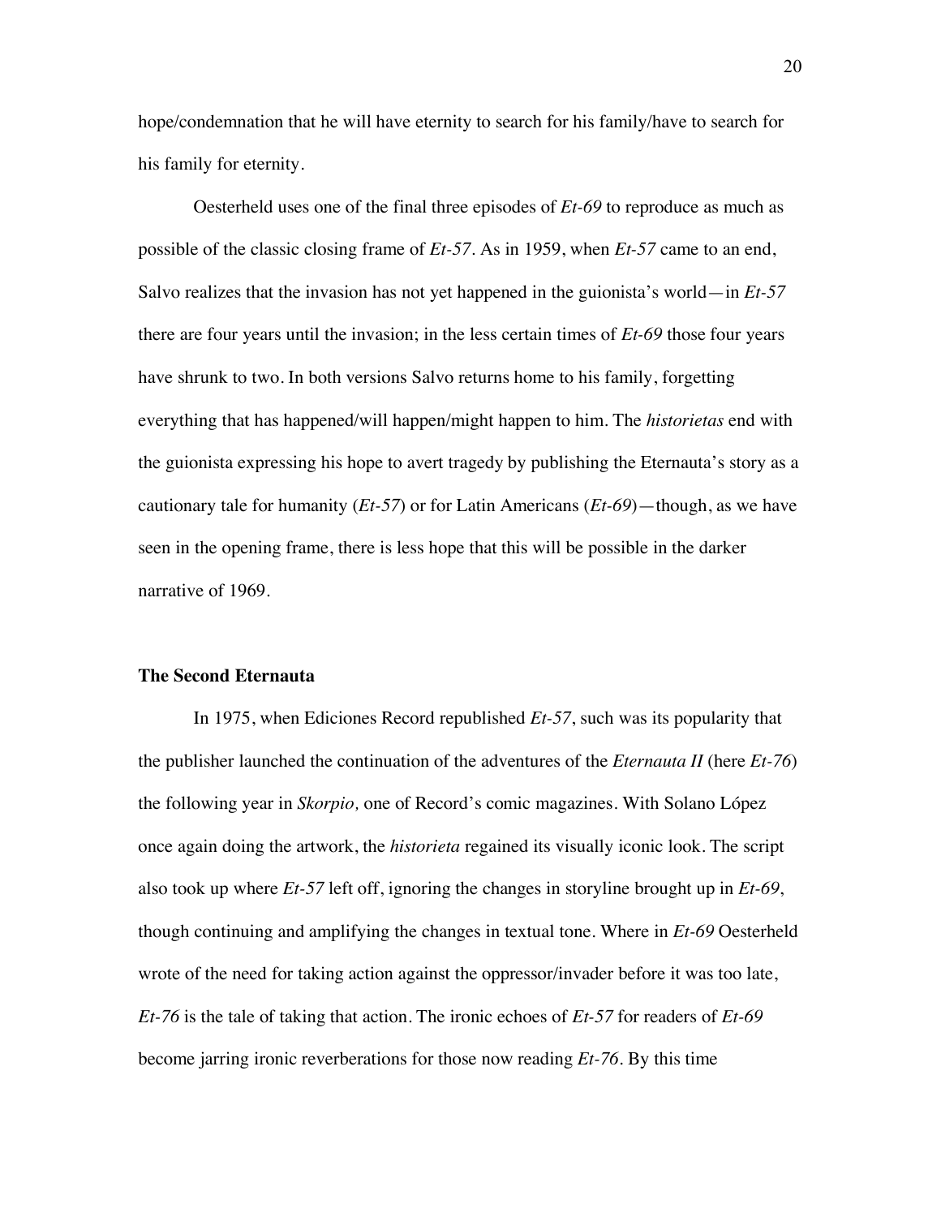hope/condemnation that he will have eternity to search for his family/have to search for his family for eternity.

Oesterheld uses one of the final three episodes of *Et-69* to reproduce as much as possible of the classic closing frame of *Et-57*. As in 1959, when *Et-57* came to an end, Salvo realizes that the invasion has not yet happened in the guionista's world—in *Et-57* there are four years until the invasion; in the less certain times of *Et-69* those four years have shrunk to two. In both versions Salvo returns home to his family, forgetting everything that has happened/will happen/might happen to him. The *historietas* end with the guionista expressing his hope to avert tragedy by publishing the Eternauta's story as a cautionary tale for humanity (*Et-57*) or for Latin Americans (*Et-69*)—though, as we have seen in the opening frame, there is less hope that this will be possible in the darker narrative of 1969.

**The Second Eternauta**

In 1975, when Ediciones Record republished *Et-57*, such was its popularity that the publisher launched the continuation of the adventures of the *Eternauta II* (here *Et-76*) the following year in *Skorpio,* one of Record's comic magazines. With Solano López once again doing the artwork, the *historieta* regained its visually iconic look. The script also took up where *Et-57* left off, ignoring the changes in storyline brought up in *Et-69*, though continuing and amplifying the changes in textual tone. Where in *Et-69* Oesterheld wrote of the need for taking action against the oppressor/invader before it was too late, *Et-76* is the tale of taking that action. The ironic echoes of *Et-57* for readers of *Et-69* become jarring ironic reverberations for those now reading *Et-76*. By this time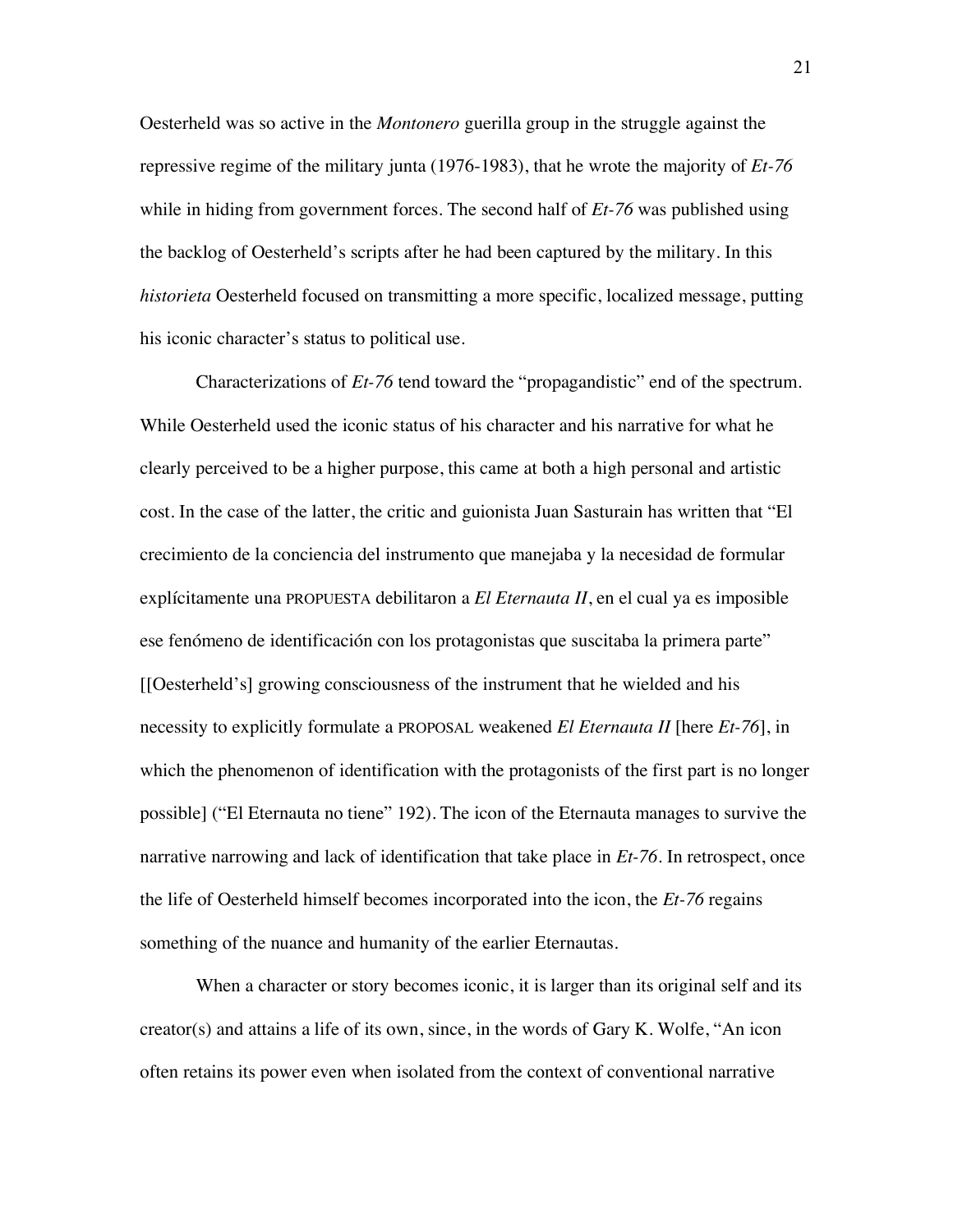Oesterheld was so active in the *Montonero* guerilla group in the struggle against the repressive regime of the military junta (1976-1983), that he wrote the majority of *Et-76* while in hiding from government forces. The second half of *Et-76* was published using the backlog of Oesterheld's scripts after he had been captured by the military. In this *historieta* Oesterheld focused on transmitting a more specific, localized message, putting his iconic character's status to political use.

Characterizations of *Et-76* tend toward the "propagandistic" end of the spectrum. While Oesterheld used the iconic status of his character and his narrative for what he clearly perceived to be a higher purpose, this came at both a high personal and artistic cost. In the case of the latter, the critic and guionista Juan Sasturain has written that "El crecimiento de la conciencia del instrumento que manejaba y la necesidad de formular explícitamente una PROPUESTA debilitaron a *El Eternauta II*, en el cual ya es imposible ese fenómeno de identificación con los protagonistas que suscitaba la primera parte" [[Oesterheld's] growing consciousness of the instrument that he wielded and his necessity to explicitly formulate a PROPOSAL weakened *El Eternauta II* [here *Et-76*], in which the phenomenon of identification with the protagonists of the first part is no longer possible] ("El Eternauta no tiene" 192). The icon of the Eternauta manages to survive the narrative narrowing and lack of identification that take place in *Et-76*. In retrospect, once the life of Oesterheld himself becomes incorporated into the icon, the *Et-76* regains something of the nuance and humanity of the earlier Eternautas.

When a character or story becomes iconic, it is larger than its original self and its creator(s) and attains a life of its own, since, in the words of Gary K. Wolfe, "An icon often retains its power even when isolated from the context of conventional narrative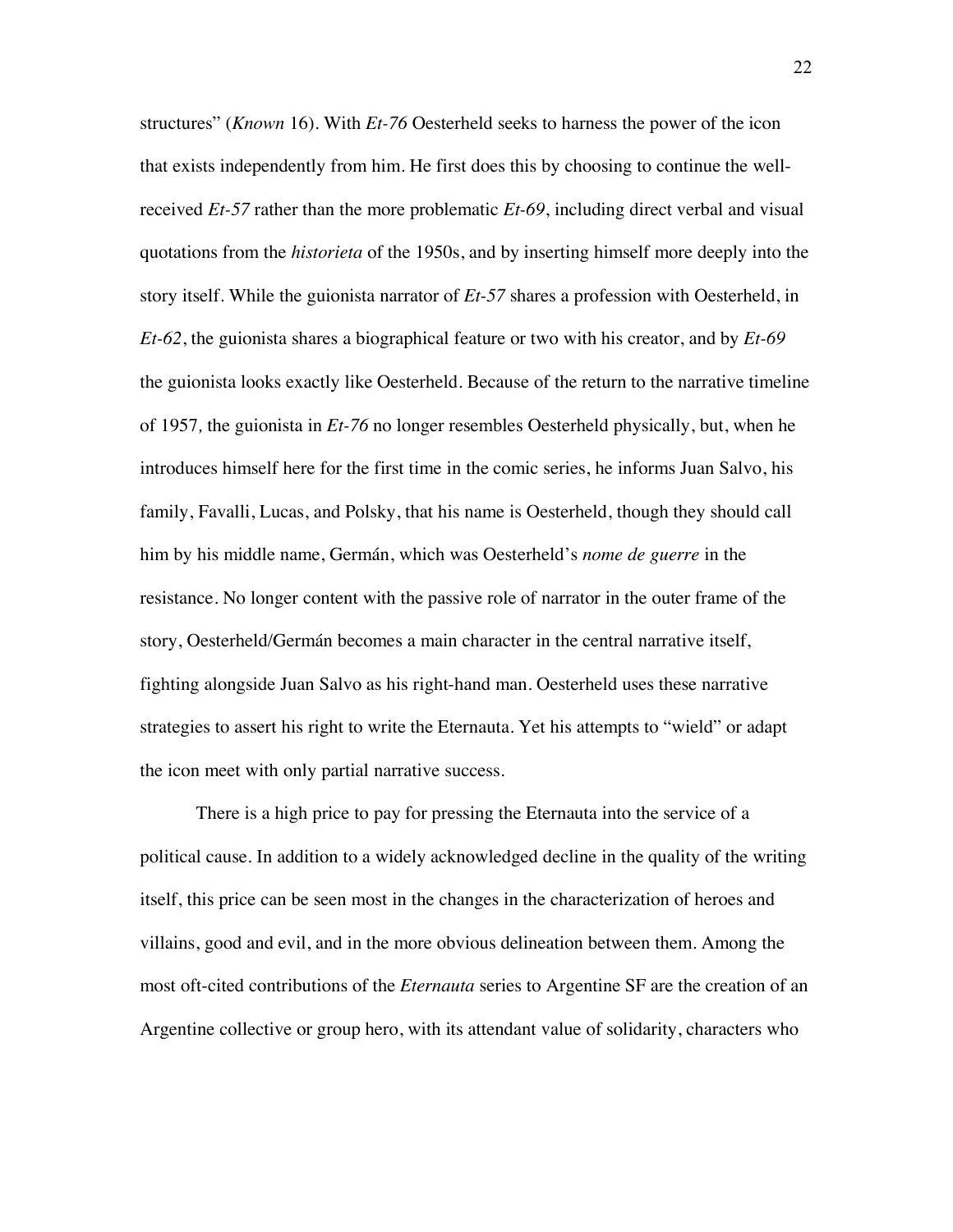structures" (*Known* 16). With *Et-76* Oesterheld seeks to harness the power of the icon that exists independently from him. He first does this by choosing to continue the well-received *Et-57* rather than the more problematic *Et-69*, including direct verbal and visual quotations from the *historieta* of the 1950s, and by inserting himself more deeply into the story itself. While the guionista narrator of *Et-57* shares a profession with Oesterheld, in *Et-62*, the guionista shares a biographical feature or two with his creator, and by *Et-69* the guionista looks exactly like Oesterheld. Because of the return to the narrative timeline of 1957*,* the guionista in *Et-76* no longer resembles Oesterheld physically, but, when he introduces himself here for the first time in the comic series, he informs Juan Salvo, his family, Favalli, Lucas, and Polsky, that his name is Oesterheld, though they should call him by his middle name, Germán, which was Oesterheld's *nome de guerre* in the resistance. No longer content with the passive role of narrator in the outer frame of the story, Oesterheld/Germán becomes a main character in the central narrative itself, fighting alongside Juan Salvo as his right-hand man. Oesterheld uses these narrative strategies to assert his right to write the Eternauta. Yet his attempts to "wield" or adapt the icon meet with only partial narrative success.

There is a high price to pay for pressing the Eternauta into the service of a political cause. In addition to a widely acknowledged decline in the quality of the writing itself, this price can be seen most in the changes in the characterization of heroes and villains, good and evil, and in the more obvious delineation between them. Among the most oft-cited contributions of the *Eternauta* series to Argentine SF are the creation of an Argentine collective or group hero, with its attendant value of solidarity, characters who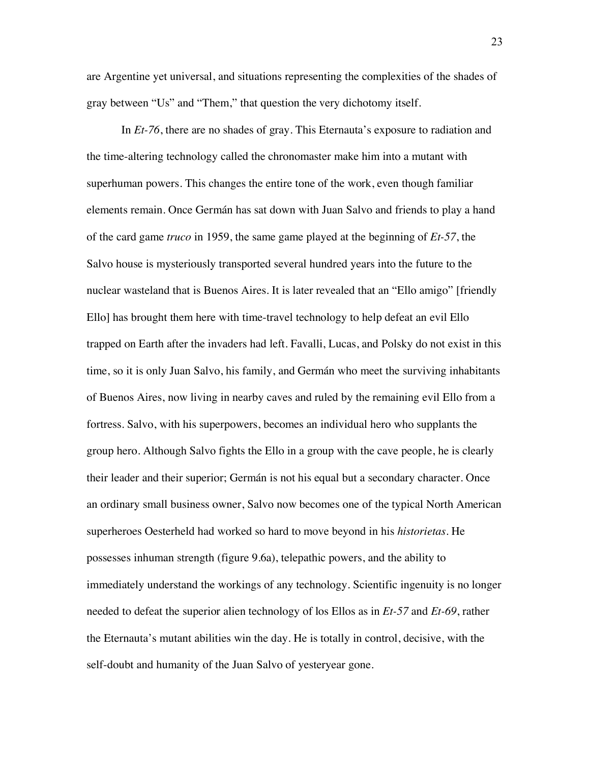are Argentine yet universal, and situations representing the complexities of the shades of gray between "Us" and "Them," that question the very dichotomy itself.

In *Et-76*, there are no shades of gray. This Eternauta's exposure to radiation and the time-altering technology called the chronomaster make him into a mutant with superhuman powers. This changes the entire tone of the work, even though familiar elements remain. Once Germán has sat down with Juan Salvo and friends to play a hand of the card game *truco* in 1959, the same game played at the beginning of *Et-57*, the Salvo house is mysteriously transported several hundred years into the future to the nuclear wasteland that is Buenos Aires. It is later revealed that an "Ello amigo" [friendly Ello] has brought them here with time-travel technology to help defeat an evil Ello trapped on Earth after the invaders had left. Favalli, Lucas, and Polsky do not exist in this time, so it is only Juan Salvo, his family, and Germán who meet the surviving inhabitants of Buenos Aires, now living in nearby caves and ruled by the remaining evil Ello from a fortress. Salvo, with his superpowers, becomes an individual hero who supplants the group hero. Although Salvo fights the Ello in a group with the cave people, he is clearly their leader and their superior; Germán is not his equal but a secondary character. Once an ordinary small business owner, Salvo now becomes one of the typical North American superheroes Oesterheld had worked so hard to move beyond in his *historietas*. He possesses inhuman strength (figure 9.6a), telepathic powers, and the ability to immediately understand the workings of any technology. Scientific ingenuity is no longer needed to defeat the superior alien technology of los Ellos as in *Et-57* and *Et-69*, rather the Eternauta's mutant abilities win the day. He is totally in control, decisive, with the self-doubt and humanity of the Juan Salvo of yesteryear gone.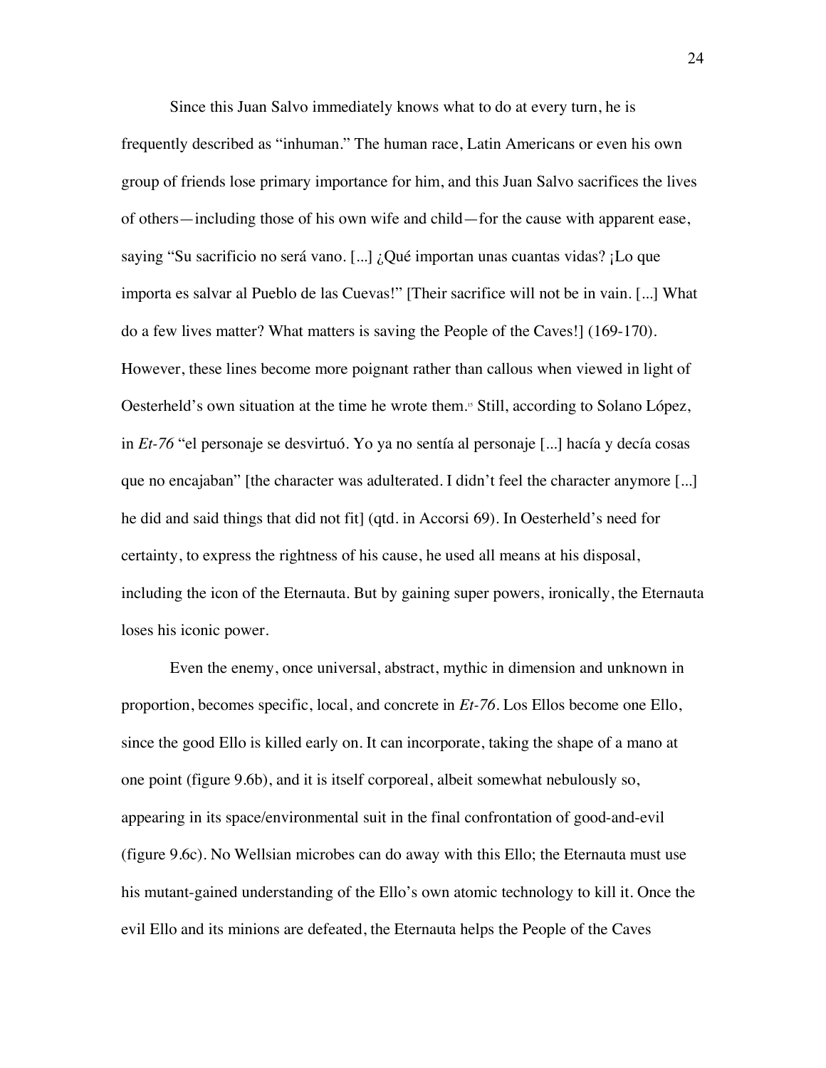Since this Juan Salvo immediately knows what to do at every turn, he is frequently described as "inhuman." The human race, Latin Americans or even his own group of friends lose primary importance for him, and this Juan Salvo sacrifices the lives of others—including those of his own wife and child—for the cause with apparent ease, saying "Su sacrificio no será vano. [...] ¿Qué importan unas cuantas vidas? ¡Lo que importa es salvar al Pueblo de las Cuevas!" [Their sacrifice will not be in vain. [...] What do a few lives matter? What matters is saving the People of the Caves!] (169-170). However, these lines become more poignant rather than callous when viewed in light of Oesterheld's own situation at the time he wrote them.[15] Still, according to Solano López, in *Et-76* "el personaje se desvirtuó. Yo ya no sentía al personaje [...] hacía y decía cosas que no encajaban" [the character was adulterated. I didn't feel the character anymore [...] he did and said things that did not fit] (qtd. in Accorsi 69). In Oesterheld's need for certainty, to express the rightness of his cause, he used all means at his disposal, including the icon of the Eternauta. But by gaining super powers, ironically, the Eternauta loses his iconic power.

Even the enemy, once universal, abstract, mythic in dimension and unknown in proportion, becomes specific, local, and concrete in *Et-76*. Los Ellos become one Ello, since the good Ello is killed early on. It can incorporate, taking the shape of a mano at one point (figure 9.6b), and it is itself corporeal, albeit somewhat nebulously so, appearing in its space/environmental suit in the final confrontation of good-and-evil (figure 9.6c). No Wellsian microbes can do away with this Ello; the Eternauta must use his mutant-gained understanding of the Ello's own atomic technology to kill it. Once the evil Ello and its minions are defeated, the Eternauta helps the People of the Caves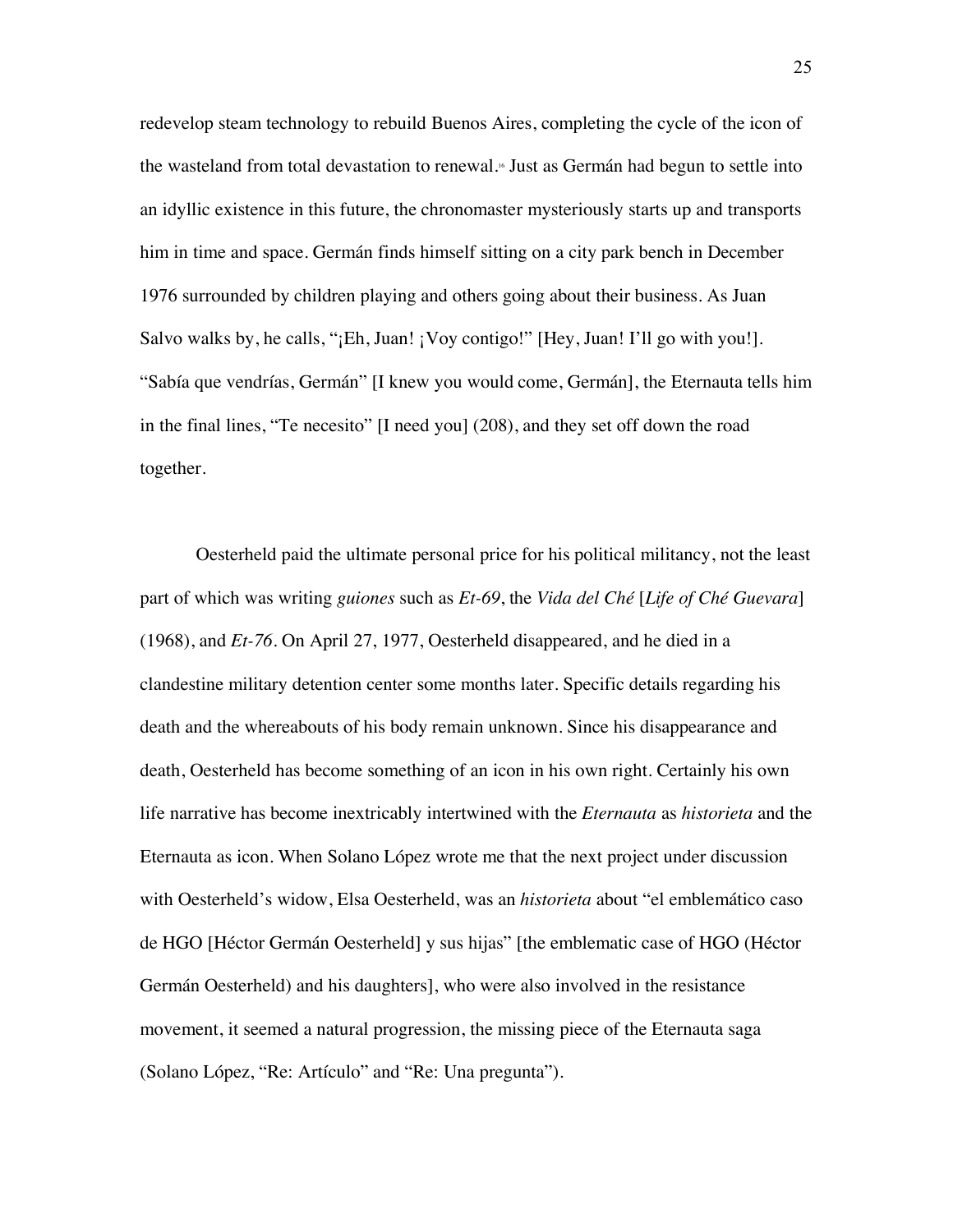redevelop steam technology to rebuild Buenos Aires, completing the cycle of the icon of the wasteland from total devastation to renewal.[16] Just as Germán had begun to settle into an idyllic existence in this future, the chronomaster mysteriously starts up and transports him in time and space. Germán finds himself sitting on a city park bench in December 1976 surrounded by children playing and others going about their business. As Juan Salvo walks by, he calls, "¡Eh, Juan! ¡Voy contigo!" [Hey, Juan! I'll go with you!]. "Sabía que vendrías, Germán" [I knew you would come, Germán], the Eternauta tells him in the final lines, "Te necesito" [I need you] (208), and they set off down the road together.

Oesterheld paid the ultimate personal price for his political militancy, not the least part of which was writing *guiones* such as *Et-69*, the *Vida del Ché* [*Life of Ché Guevara*] (1968), and *Et-76*. On April 27, 1977, Oesterheld disappeared, and he died in a clandestine military detention center some months later. Specific details regarding his death and the whereabouts of his body remain unknown. Since his disappearance and death, Oesterheld has become something of an icon in his own right. Certainly his own life narrative has become inextricably intertwined with the *Eternauta* as *historieta* and the Eternauta as icon. When Solano López wrote me that the next project under discussion with Oesterheld's widow, Elsa Oesterheld, was an *historieta* about "el emblemático caso de HGO [Héctor Germán Oesterheld] y sus hijas" [the emblematic case of HGO (Héctor Germán Oesterheld) and his daughters], who were also involved in the resistance movement, it seemed a natural progression, the missing piece of the Eternauta saga (Solano López, "Re: Artículo" and "Re: Una pregunta").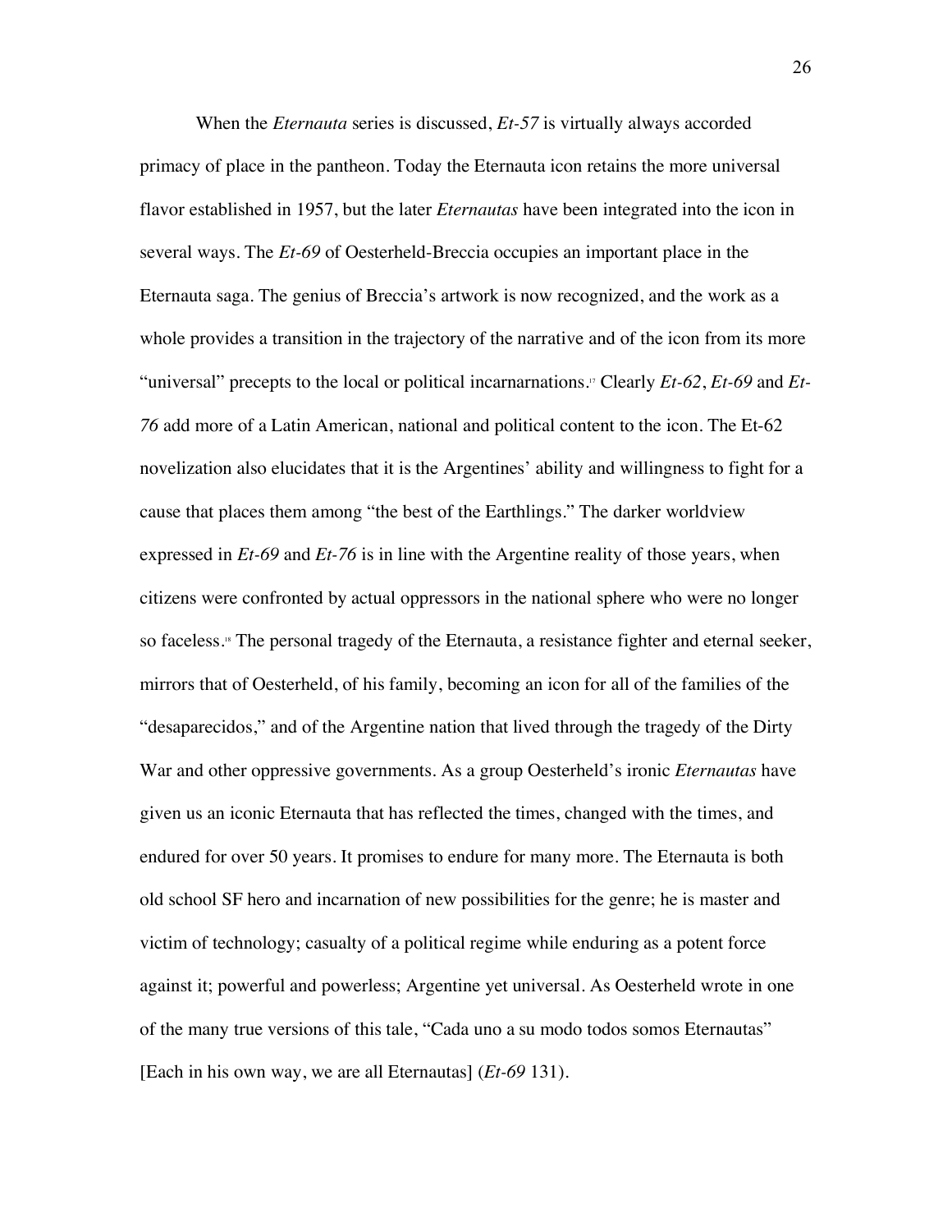When the *Eternauta* series is discussed, *Et-57* is virtually always accorded primacy of place in the pantheon. Today the Eternauta icon retains the more universal flavor established in 1957, but the later *Eternautas* have been integrated into the icon in several ways. The *Et-69* of Oesterheld-Breccia occupies an important place in the Eternauta saga. The genius of Breccia's artwork is now recognized, and the work as a whole provides a transition in the trajectory of the narrative and of the icon from its more "universal" precepts to the local or political incarnarnations.[17] Clearly *Et-62*, *Et-69* and *Et-76* add more of a Latin American, national and political content to the icon. The Et-62 novelization also elucidates that it is the Argentines' ability and willingness to fight for a cause that places them among "the best of the Earthlings." The darker worldview expressed in *Et-69* and *Et-76* is in line with the Argentine reality of those years, when citizens were confronted by actual oppressors in the national sphere who were no longer so faceless.[18] The personal tragedy of the Eternauta, a resistance fighter and eternal seeker, mirrors that of Oesterheld, of his family, becoming an icon for all of the families of the "desaparecidos," and of the Argentine nation that lived through the tragedy of the Dirty War and other oppressive governments. As a group Oesterheld's ironic *Eternautas* have given us an iconic Eternauta that has reflected the times, changed with the times, and endured for over 50 years. It promises to endure for many more. The Eternauta is both old school SF hero and incarnation of new possibilities for the genre; he is master and victim of technology; casualty of a political regime while enduring as a potent force against it; powerful and powerless; Argentine yet universal. As Oesterheld wrote in one of the many true versions of this tale, "Cada uno a su modo todos somos Eternautas" [Each in his own way, we are all Eternautas] (*Et-69* 131).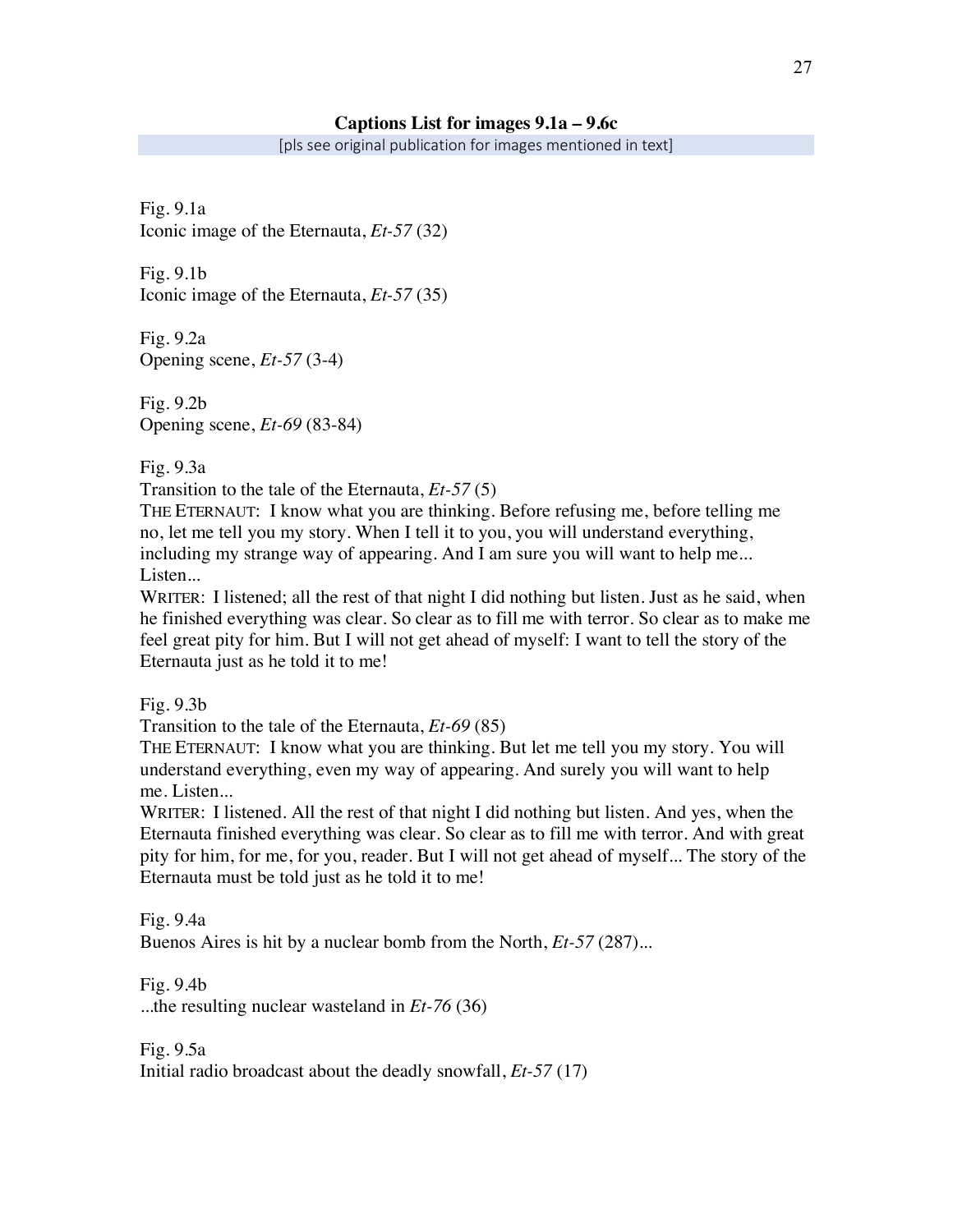**Captions List for images 9.1a – 9.6c**

[pls see original publication for images mentioned in text]

Fig. 9.1a
Iconic image of the Eternauta, *Et-57* (32)

Fig. 9.1b
Iconic image of the Eternauta, *Et-57* (35)

Fig. 9.2a
Opening scene, *Et-57* (3-4)

Fig. 9.2b
Opening scene, *Et-69* (83-84)

Fig. 9.3a
Transition to the tale of the Eternauta, *Et-57* (5)
THE ETERNAUT: I know what you are thinking. Before refusing me, before telling me no, let me tell you my story. When I tell it to you, you will understand everything, including my strange way of appearing. And I am sure you will want to help me... Listen...
WRITER: I listened; all the rest of that night I did nothing but listen. Just as he said, when he finished everything was clear. So clear as to fill me with terror. So clear as to make me feel great pity for him. But I will not get ahead of myself: I want to tell the story of the Eternauta just as he told it to me!

Fig. 9.3b
Transition to the tale of the Eternauta, *Et-69* (85)
THE ETERNAUT: I know what you are thinking. But let me tell you my story. You will understand everything, even my way of appearing. And surely you will want to help me. Listen...
WRITER: I listened. All the rest of that night I did nothing but listen. And yes, when the Eternauta finished everything was clear. So clear as to fill me with terror. And with great pity for him, for me, for you, reader. But I will not get ahead of myself... The story of the Eternauta must be told just as he told it to me!

Fig. 9.4a
Buenos Aires is hit by a nuclear bomb from the North, *Et-57* (287)...

Fig. 9.4b
...the resulting nuclear wasteland in *Et-76* (36)

Fig. 9.5a
Initial radio broadcast about the deadly snowfall, *Et-57* (17)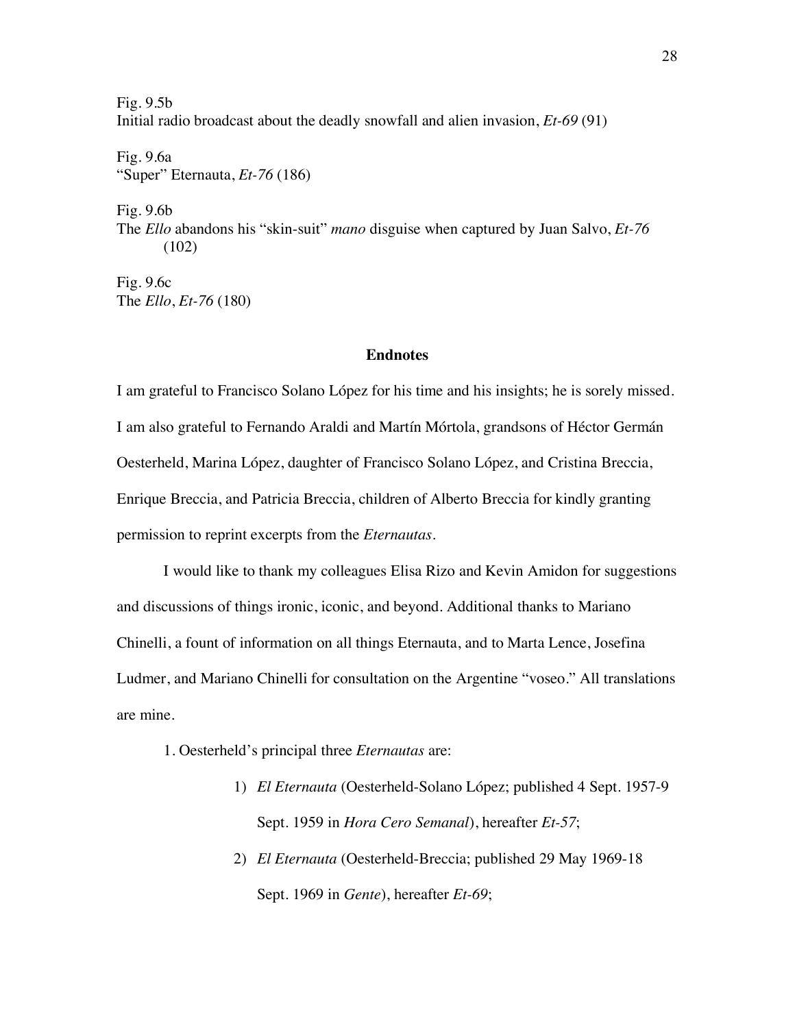Fig. 9.5b
Initial radio broadcast about the deadly snowfall and alien invasion, *Et-69* (91)

Fig. 9.6a
"Super" Eternauta, *Et-76* (186)

Fig. 9.6b
The *Ello* abandons his "skin-suit" *mano* disguise when captured by Juan Salvo, *Et-76* (102)

Fig. 9.6c
The *Ello*, *Et-76* (180)

## Endnotes

I am grateful to Francisco Solano López for his time and his insights; he is sorely missed. I am also grateful to Fernando Araldi and Martín Mórtola, grandsons of Héctor Germán Oesterheld, Marina López, daughter of Francisco Solano López, and Cristina Breccia, Enrique Breccia, and Patricia Breccia, children of Alberto Breccia for kindly granting permission to reprint excerpts from the *Eternautas*.

I would like to thank my colleagues Elisa Rizo and Kevin Amidon for suggestions and discussions of things ironic, iconic, and beyond. Additional thanks to Mariano Chinelli, a fount of information on all things Eternauta, and to Marta Lence, Josefina Ludmer, and Mariano Chinelli for consultation on the Argentine "voseo." All translations are mine.

1. Oesterheld's principal three *Eternautas* are:

    1) *El Eternauta* (Oesterheld-Solano López; published 4 Sept. 1957-9 Sept. 1959 in *Hora Cero Semanal*), hereafter *Et-57*;

    2) *El Eternauta* (Oesterheld-Breccia; published 29 May 1969-18 Sept. 1969 in *Gente*), hereafter *Et-69*;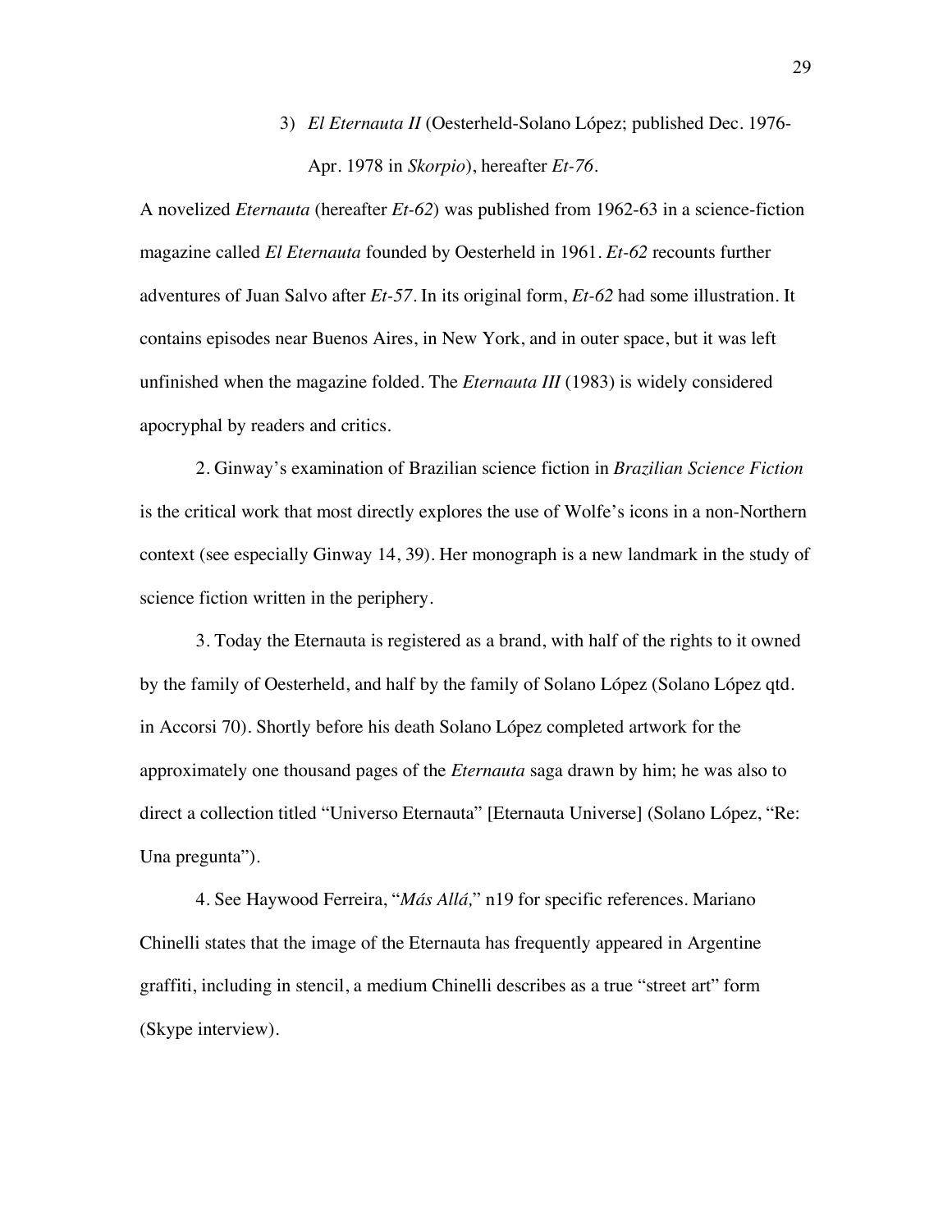3) *El Eternauta II* (Oesterheld-Solano López; published Dec. 1976-Apr. 1978 in *Skorpio*), hereafter *Et-76*.

A novelized *Eternauta* (hereafter *Et-62*) was published from 1962-63 in a science-fiction magazine called *El Eternauta* founded by Oesterheld in 1961. *Et-62* recounts further adventures of Juan Salvo after *Et-57*. In its original form, *Et-62* had some illustration. It contains episodes near Buenos Aires, in New York, and in outer space, but it was left unfinished when the magazine folded. The *Eternauta III* (1983) is widely considered apocryphal by readers and critics.

2. Ginway's examination of Brazilian science fiction in *Brazilian Science Fiction* is the critical work that most directly explores the use of Wolfe's icons in a non-Northern context (see especially Ginway 14, 39). Her monograph is a new landmark in the study of science fiction written in the periphery.

3. Today the Eternauta is registered as a brand, with half of the rights to it owned by the family of Oesterheld, and half by the family of Solano López (Solano López qtd. in Accorsi 70). Shortly before his death Solano López completed artwork for the approximately one thousand pages of the *Eternauta* saga drawn by him; he was also to direct a collection titled "Universo Eternauta" [Eternauta Universe] (Solano López, "Re: Una pregunta").

4. See Haywood Ferreira, "*Más Allá,*" n19 for specific references. Mariano Chinelli states that the image of the Eternauta has frequently appeared in Argentine graffiti, including in stencil, a medium Chinelli describes as a true "street art" form (Skype interview).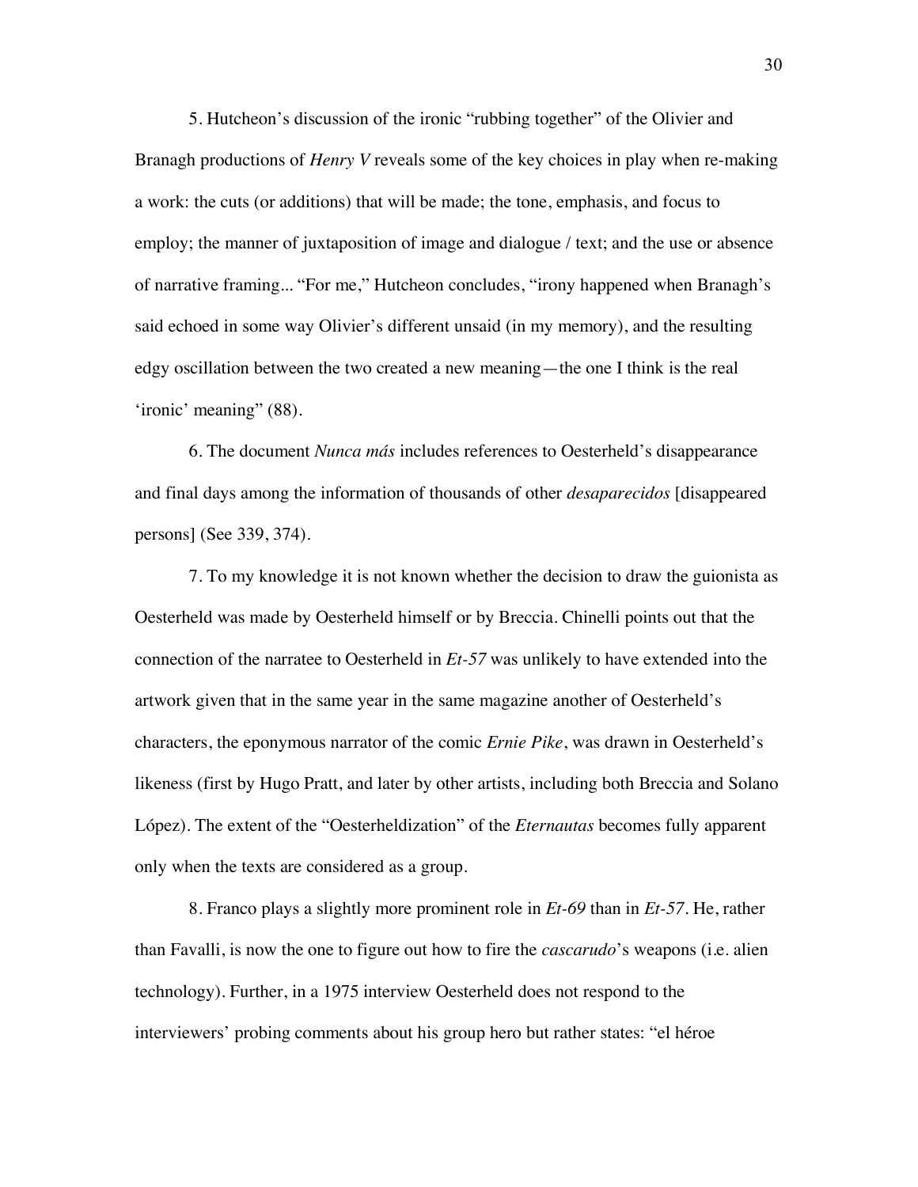5. Hutcheon's discussion of the ironic "rubbing together" of the Olivier and Branagh productions of *Henry V* reveals some of the key choices in play when re-making a work: the cuts (or additions) that will be made; the tone, emphasis, and focus to employ; the manner of juxtaposition of image and dialogue / text; and the use or absence of narrative framing... "For me," Hutcheon concludes, "irony happened when Branagh's said echoed in some way Olivier's different unsaid (in my memory), and the resulting edgy oscillation between the two created a new meaning—the one I think is the real 'ironic' meaning" (88).

6. The document *Nunca más* includes references to Oesterheld's disappearance and final days among the information of thousands of other *desaparecidos* [disappeared persons] (See 339, 374).

7. To my knowledge it is not known whether the decision to draw the guionista as Oesterheld was made by Oesterheld himself or by Breccia. Chinelli points out that the connection of the narratee to Oesterheld in *Et-57* was unlikely to have extended into the artwork given that in the same year in the same magazine another of Oesterheld's characters, the eponymous narrator of the comic *Ernie Pike*, was drawn in Oesterheld's likeness (first by Hugo Pratt, and later by other artists, including both Breccia and Solano López). The extent of the "Oesterheldization" of the *Eternautas* becomes fully apparent only when the texts are considered as a group.

8. Franco plays a slightly more prominent role in *Et-69* than in *Et-57*. He, rather than Favalli, is now the one to figure out how to fire the *cascarudo*'s weapons (i.e. alien technology). Further, in a 1975 interview Oesterheld does not respond to the interviewers' probing comments about his group hero but rather states: "el héroe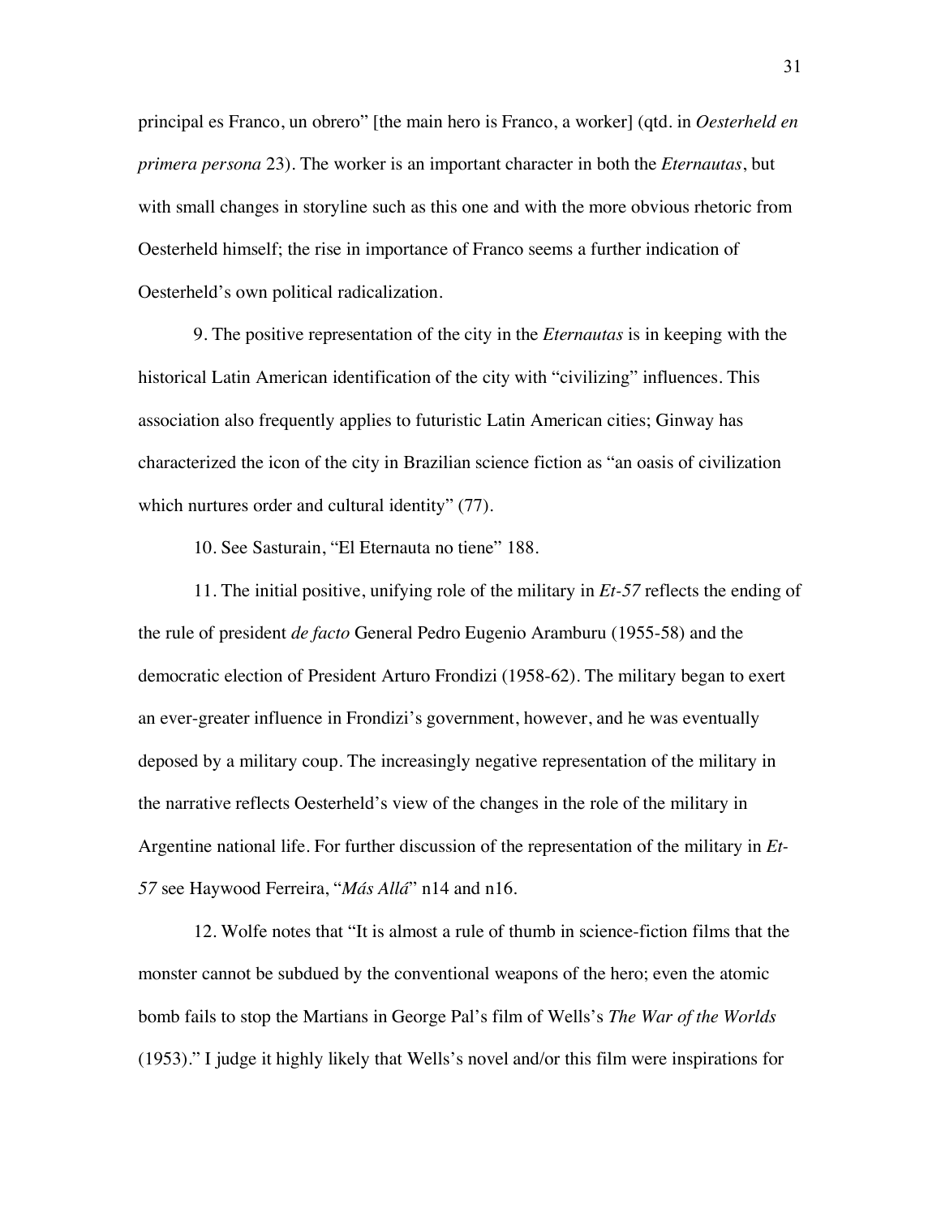principal es Franco, un obrero" [the main hero is Franco, a worker] (qtd. in *Oesterheld en primera persona* 23). The worker is an important character in both the *Eternautas*, but with small changes in storyline such as this one and with the more obvious rhetoric from Oesterheld himself; the rise in importance of Franco seems a further indication of Oesterheld's own political radicalization.

9. The positive representation of the city in the *Eternautas* is in keeping with the historical Latin American identification of the city with "civilizing" influences. This association also frequently applies to futuristic Latin American cities; Ginway has characterized the icon of the city in Brazilian science fiction as "an oasis of civilization which nurtures order and cultural identity" (77).

10. See Sasturain, "El Eternauta no tiene" 188.

11. The initial positive, unifying role of the military in *Et-57* reflects the ending of the rule of president *de facto* General Pedro Eugenio Aramburu (1955-58) and the democratic election of President Arturo Frondizi (1958-62). The military began to exert an ever-greater influence in Frondizi's government, however, and he was eventually deposed by a military coup. The increasingly negative representation of the military in the narrative reflects Oesterheld's view of the changes in the role of the military in Argentine national life. For further discussion of the representation of the military in *Et-57* see Haywood Ferreira, "*Más Allá*" n14 and n16.

12. Wolfe notes that "It is almost a rule of thumb in science-fiction films that the monster cannot be subdued by the conventional weapons of the hero; even the atomic bomb fails to stop the Martians in George Pal's film of Wells's *The War of the Worlds* (1953)." I judge it highly likely that Wells's novel and/or this film were inspirations for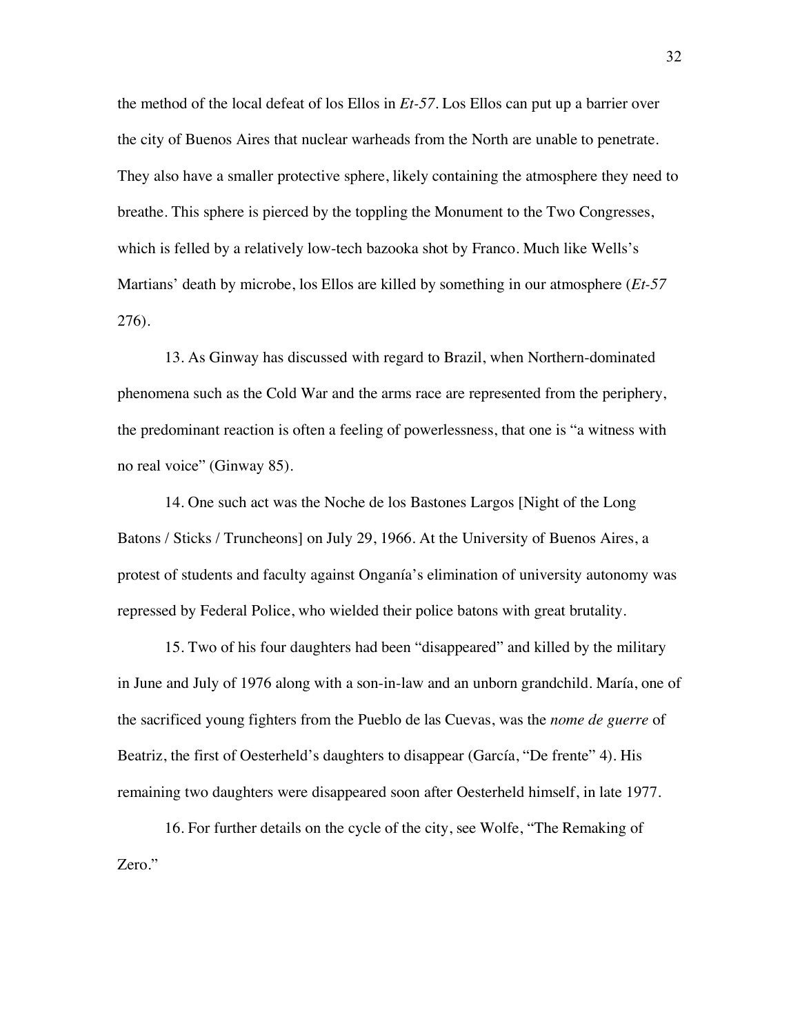the method of the local defeat of los Ellos in *Et-57*. Los Ellos can put up a barrier over the city of Buenos Aires that nuclear warheads from the North are unable to penetrate. They also have a smaller protective sphere, likely containing the atmosphere they need to breathe. This sphere is pierced by the toppling the Monument to the Two Congresses, which is felled by a relatively low-tech bazooka shot by Franco. Much like Wells's Martians' death by microbe, los Ellos are killed by something in our atmosphere (*Et-57* 276).

13. As Ginway has discussed with regard to Brazil, when Northern-dominated phenomena such as the Cold War and the arms race are represented from the periphery, the predominant reaction is often a feeling of powerlessness, that one is "a witness with no real voice" (Ginway 85).

14. One such act was the Noche de los Bastones Largos [Night of the Long Batons / Sticks / Truncheons] on July 29, 1966. At the University of Buenos Aires, a protest of students and faculty against Onganía's elimination of university autonomy was repressed by Federal Police, who wielded their police batons with great brutality.

15. Two of his four daughters had been "disappeared" and killed by the military in June and July of 1976 along with a son-in-law and an unborn grandchild. María, one of the sacrificed young fighters from the Pueblo de las Cuevas, was the *nome de guerre* of Beatriz, the first of Oesterheld's daughters to disappear (García, "De frente" 4). His remaining two daughters were disappeared soon after Oesterheld himself, in late 1977.

16. For further details on the cycle of the city, see Wolfe, "The Remaking of Zero."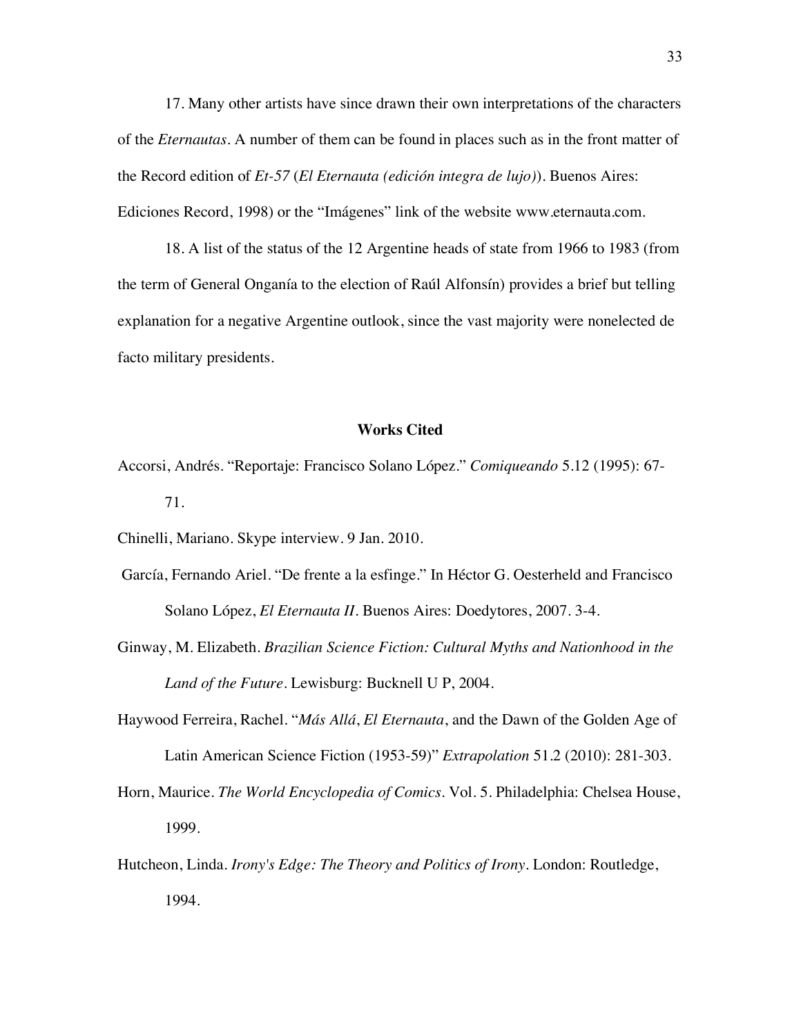17. Many other artists have since drawn their own interpretations of the characters of the *Eternautas*. A number of them can be found in places such as in the front matter of the Record edition of *Et-57* (*El Eternauta (edición integra de lujo)*). Buenos Aires: Ediciones Record, 1998) or the "Imágenes" link of the website www.eternauta.com.

18. A list of the status of the 12 Argentine heads of state from 1966 to 1983 (from the term of General Onganía to the election of Raúl Alfonsín) provides a brief but telling explanation for a negative Argentine outlook, since the vast majority were nonelected de facto military presidents.

## Works Cited

Accorsi, Andrés. "Reportaje: Francisco Solano López." *Comiqueando* 5.12 (1995): 67-71.

Chinelli, Mariano. Skype interview. 9 Jan. 2010.

García, Fernando Ariel. "De frente a la esfinge." In Héctor G. Oesterheld and Francisco Solano López, *El Eternauta II*. Buenos Aires: Doedytores, 2007. 3-4.

Ginway, M. Elizabeth. *Brazilian Science Fiction: Cultural Myths and Nationhood in the Land of the Future*. Lewisburg: Bucknell U P, 2004.

Haywood Ferreira, Rachel. "*Más Allá*, *El Eternauta*, and the Dawn of the Golden Age of Latin American Science Fiction (1953-59)" *Extrapolation* 51.2 (2010): 281-303.

Horn, Maurice. *The World Encyclopedia of Comics*. Vol. 5. Philadelphia: Chelsea House, 1999.

Hutcheon, Linda. *Irony's Edge: The Theory and Politics of Irony*. London: Routledge, 1994.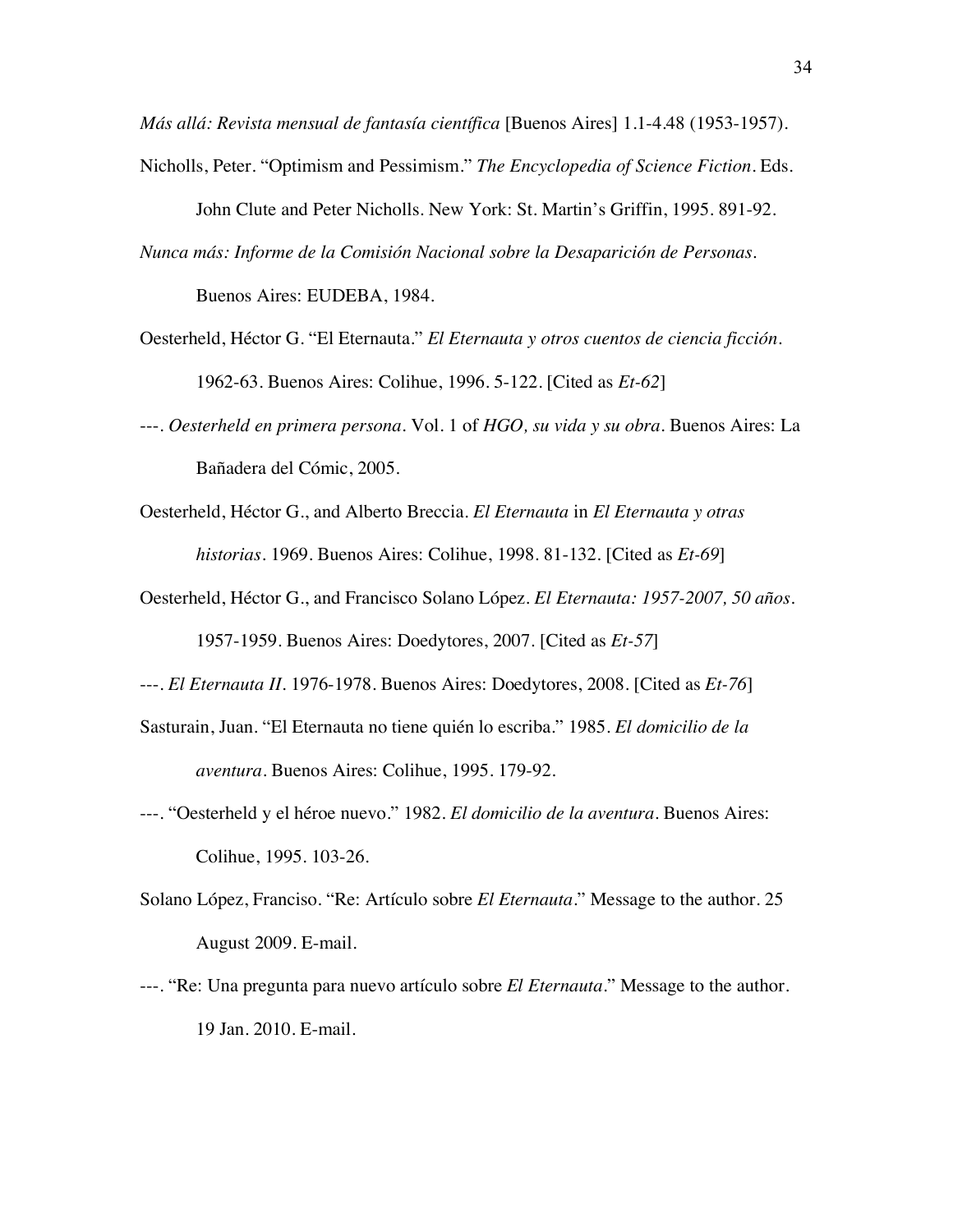*Más allá: Revista mensual de fantasía científica* [Buenos Aires] 1.1-4.48 (1953-1957).

Nicholls, Peter. "Optimism and Pessimism." *The Encyclopedia of Science Fiction*. Eds. John Clute and Peter Nicholls. New York: St. Martin's Griffin, 1995. 891-92.

*Nunca más: Informe de la Comisión Nacional sobre la Desaparición de Personas*. Buenos Aires: EUDEBA, 1984.

Oesterheld, Héctor G. "El Eternauta." *El Eternauta y otros cuentos de ciencia ficción*. 1962-63. Buenos Aires: Colihue, 1996. 5-122. [Cited as *Et-62*]

---. *Oesterheld en primera persona*. Vol. 1 of *HGO, su vida y su obra*. Buenos Aires: La Bañadera del Cómic, 2005.

Oesterheld, Héctor G., and Alberto Breccia. *El Eternauta* in *El Eternauta y otras historias*. 1969. Buenos Aires: Colihue, 1998. 81-132. [Cited as *Et-69*]

Oesterheld, Héctor G., and Francisco Solano López. *El Eternauta: 1957-2007, 50 años*. 1957-1959. Buenos Aires: Doedytores, 2007. [Cited as *Et-57*]

---. *El Eternauta II*. 1976-1978. Buenos Aires: Doedytores, 2008. [Cited as *Et-76*]

Sasturain, Juan. "El Eternauta no tiene quién lo escriba." 1985. *El domicilio de la aventura*. Buenos Aires: Colihue, 1995. 179-92.

---. "Oesterheld y el héroe nuevo." 1982. *El domicilio de la aventura*. Buenos Aires: Colihue, 1995. 103-26.

Solano López, Francisco. "Re: Artículo sobre *El Eternauta*." Message to the author. 25 August 2009. E-mail.

---. "Re: Una pregunta para nuevo artículo sobre *El Eternauta*." Message to the author. 19 Jan. 2010. E-mail.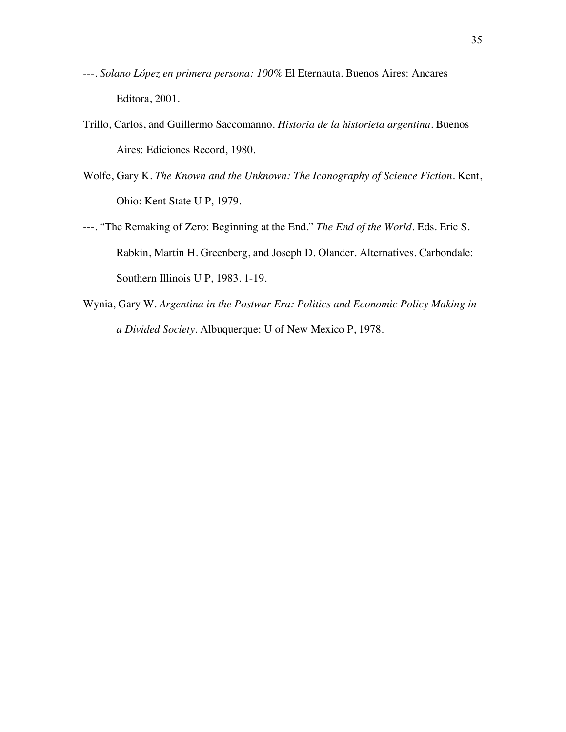---. *Solano López en primera persona: 100%* El Eternauta. Buenos Aires: Ancares Editora, 2001.

Trillo, Carlos, and Guillermo Saccomanno. *Historia de la historieta argentina*. Buenos Aires: Ediciones Record, 1980.

Wolfe, Gary K. *The Known and the Unknown: The Iconography of Science Fiction*. Kent, Ohio: Kent State U P, 1979.

---. "The Remaking of Zero: Beginning at the End." *The End of the World*. Eds. Eric S. Rabkin, Martin H. Greenberg, and Joseph D. Olander. Alternatives. Carbondale: Southern Illinois U P, 1983. 1-19.

Wynia, Gary W. *Argentina in the Postwar Era: Politics and Economic Policy Making in a Divided Society*. Albuquerque: U of New Mexico P, 1978.